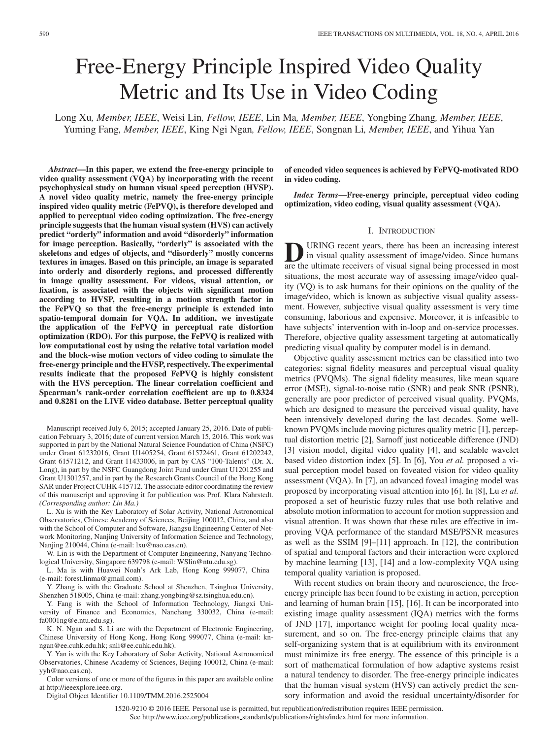# Free-Energy Principle Inspired Video Quality Metric and Its Use in Video Coding

Long Xu, *Member, IEEE*, Weisi Lin, *Fellow, IEEE*, Lin Ma, *Member, IEEE*, Yongbing Zhang, *Member, IEEE*, Yuming Fang, *Member, IEEE*, King Ngi Ngan, *Fellow, IEEE*, Songnan Li, *Member, IEEE*, and Yihua Yan

***Abstract*—In this paper, we extend the free-energy principle to video quality assessment (VQA) by incorporating with the recent psychophysical study on human visual speed perception (HVSP). A novel video quality metric, namely the free-energy principle inspired video quality metric (FePVQ), is therefore developed and applied to perceptual video coding optimization. The free-energy principle suggests that the human visual system (HVS) can actively predict "orderly" information and avoid "disorderly" information for image perception. Basically, "orderly" is associated with the skeletons and edges of objects, and "disorderly" mostly concerns textures in images. Based on this principle, an image is separated into orderly and disorderly regions, and processed differently in image quality assessment. For videos, visual attention, or fixation, is associated with the objects with significant motion according to HVSP, resulting in a motion strength factor in the FePVQ so that the free-energy principle is extended into spatio-temporal domain for VQA. In addition, we investigate the application of the FePVQ in perceptual rate distortion optimization (RDO). For this purpose, the FePVQ is realized with low computational cost by using the relative total variation model and the block-wise motion vectors of video coding to simulate the free-energy principle and the HVSP, respectively. The experimental results indicate that the proposed FePVQ is highly consistent with the HVS perception. The linear correlation coefficient and Spearman's rank-order correlation coefficient are up to 0.8324 and 0.8281 on the LIVE video database. Better perceptual quality of encoded video sequences is achieved by FePVQ-motivated RDO in video coding.**

***Index Terms*—Free-energy principle, perceptual video coding optimization, video coding, visual quality assessment (VQA).**

Manuscript received July 6, 2015; accepted January 25, 2016. Date of publication February 3, 2016; date of current version March 15, 2016. This work was supported in part by the National Natural Science Foundation of China (NSFC) under Grant 61232016, Grant U1405254, Grant 61572461, Grant 61202242, Grant 61571212, and Grant 11433006, in part by CAS "100-Talents" (Dr. X. Long), in part by the NSFC Guangdong Joint Fund under Grant U1201255 and Grant U1301257, and in part by the Research Grants Council of the Hong Kong SAR under Project CUHK 415712. The associate editor coordinating the review of this manuscript and approving it for publication was Prof. Klara Nahrstedt. *(Corresponding author: Lin Ma.)*

L. Xu is with the Key Laboratory of Solar Activity, National Astronomical Observatories, Chinese Academy of Sciences, Beijing 100012, China, and also with the School of Computer and Software, Jiangsu Engineering Center of Network Monitoring, Nanjing University of Information Science and Technology, Nanjing 210044, China (e-mail: lxu@nao.cas.cn).

W. Lin is with the Department of Computer Engineering, Nanyang Technological University, Singapore 639798 (e-mail: WSlin@ntu.edu.sg).

L. Ma is with Huawei Noah's Ark Lab, Hong Kong 999077, China (e-mail: forest.linma@gmail.com).

Y. Zhang is with the Graduate School at Shenzhen, Tsinghua University, Shenzhen 518005, China (e-mail: zhang.yongbing@sz.tsinghua.edu.cn).

Y. Fang is with the School of Information Technology, Jiangxi University of Finance and Economics, Nanchang 330032, China (e-mail: fa0001ng@e.ntu.edu.sg).

K. N. Ngan and S. Li are with the Department of Electronic Engineering, Chinese University of Hong Kong, Hong Kong 999077, China (e-mail: knngan@ee.cuhk.edu.hk; snli@ee.cuhk.edu.hk).

Y. Yan is with the Key Laboratory of Solar Activity, National Astronomical Observatories, Chinese Academy of Sciences, Beijing 100012, China (e-mail: yyh@nao.cas.cn).

Color versions of one or more of the figures in this paper are available online at http://ieeexplore.ieee.org.

Digital Object Identifier 10.1109/TMM.2016.2525004

## I. Introduction

During recent years, there has been an increasing interest in visual quality assessment of image/video. Since humans are the ultimate receivers of visual signal being processed in most situations, the most accurate way of assessing image/video quality (VQ) is to ask humans for their opinions on the quality of the image/video, which is known as subjective visual quality assessment. However, subjective visual quality assessment is very time consuming, laborious and expensive. Moreover, it is infeasible to have subjects' intervention with in-loop and on-service processes. Therefore, objective quality assessment targeting at automatically predicting visual quality by computer model is in demand.

Objective quality assessment metrics can be classified into two categories: signal fidelity measures and perceptual visual quality metrics (PVQMs). The signal fidelity measures, like mean square error (MSE), signal-to-noise ratio (SNR) and peak SNR (PSNR), generally are poor predictor of perceived visual quality. PVQMs, which are designed to measure the perceived visual quality, have been intensively developed during the last decades. Some well-known PVQMs include moving pictures quality metric [1], perceptual distortion metric [2], Sarnoff just noticeable difference (JND) [3] vision model, digital video quality [4], and scalable wavelet based video distortion index [5]. In [6], You *et al.* proposed a visual perception model based on foveated vision for video quality assessment (VQA). In [7], an advanced foveal imaging model was proposed by incorporating visual attention into [6]. In [8], Lu *et al.* proposed a set of heuristic fuzzy rules that use both relative and absolute motion information to account for motion suppression and visual attention. It was shown that these rules are effective in improving VQA performance of the standard MSE/PSNR measures as well as the SSIM [9]–[11] approach. In [12], the contribution of spatial and temporal factors and their interaction were explored by machine learning [13], [14] and a low-complexity VQA using temporal quality variation is proposed.

With recent studies on brain theory and neuroscience, the free-energy principle has been found to be existing in action, perception and learning of human brain [15], [16]. It can be incorporated into existing image quality assessment (IQA) metrics with the forms of JND [17], importance weight for pooling local quality measurement, and so on. The free-energy principle claims that any self-organizing system that is at equilibrium with its environment must minimize its free energy. The essence of this principle is a sort of mathematical formulation of how adaptive systems resist a natural tendency to disorder. The free-energy principle indicates that the human visual system (HVS) can actively predict the sensory information and avoid the residual uncertainty/disorder for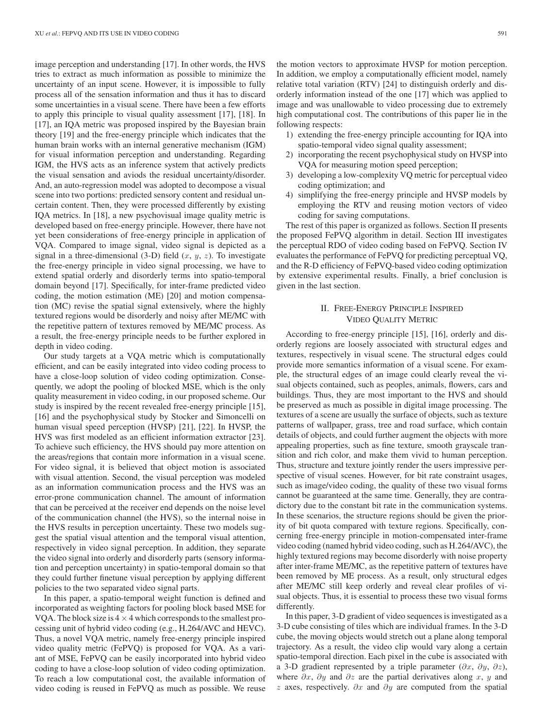image perception and understanding [17]. In other words, the HVS tries to extract as much information as possible to minimize the uncertainty of an input scene. However, it is impossible to fully process all of the sensation information and thus it has to discard some uncertainties in a visual scene. There have been a few efforts to apply this principle to visual quality assessment [17], [18]. In [17], an IQA metric was proposed inspired by the Bayesian brain theory [19] and the free-energy principle which indicates that the human brain works with an internal generative mechanism (IGM) for visual information perception and understanding. Regarding IGM, the HVS acts as an inference system that actively predicts the visual sensation and aviods the residual uncertainty/disorder. And, an auto-regression model was adopted to decompose a visual scene into two portions: predicted sensory content and residual uncertain content. Then, they were processed differently by existing IQA metrics. In [18], a new psychovisual image quality metric is developed based on free-energy principle. However, there have not yet been considerations of free-energy principle in application of VQA. Compared to image signal, video signal is depicted as a signal in a three-dimensional (3-D) field ($x$, $y$, $z$). To investigate the free-energy principle in video signal processing, we have to extend spatial orderly and disorderly terms into spatio-temporal domain beyond [17]. Specifically, for inter-frame predicted video coding, the motion estimation (ME) [20] and motion compensation (MC) revise the spatial signal extensively, where the highly textured regions would be disorderly and noisy after ME/MC with the repetitive pattern of textures removed by ME/MC process. As a result, the free-energy principle needs to be further explored in depth in video coding.

Our study targets at a VQA metric which is computationally efficient, and can be easily integrated into video coding process to have a close-loop solution of video coding optimization. Consequently, we adopt the pooling of blocked MSE, which is the only quality measurement in video coding, in our proposed scheme. Our study is inspired by the recent revealed free-energy principle [15], [16] and the psychophysical study by Stocker and Simoncelli on human visual speed perception (HVSP) [21], [22]. In HVSP, the HVS was first modeled as an efficient information extractor [23]. To achieve such efficiency, the HVS should pay more attention on the areas/regions that contain more information in a visual scene. For video signal, it is believed that object motion is associated with visual attention. Second, the visual perception was modeled as an information communication process and the HVS was an error-prone communication channel. The amount of information that can be perceived at the receiver end depends on the noise level of the communication channel (the HVS), so the internal noise in the HVS results in perception uncertainty. These two models suggest the spatial visual attention and the temporal visual attention, respectively in video signal perception. In addition, they separate the video signal into orderly and disorderly parts (sensory information and perception uncertainty) in spatio-temporal domain so that they could further finetune visual perception by applying different policies to the two separated video signal parts.

In this paper, a spatio-temporal weight function is defined and incorporated as weighting factors for pooling block based MSE for VQA. The block size is $4 \times 4$ which corresponds to the smallest processing unit of hybrid video coding (e.g., H.264/AVC and HEVC). Thus, a novel VQA metric, namely free-energy principle inspired video quality metric (FePVQ) is proposed for VQA. As a variant of MSE, FePVQ can be easily incorporated into hybrid video coding to have a close-loop solution of video coding optimization. To reach a low computational cost, the available information of video coding is reused in FePVQ as much as possible. We reuse the motion vectors to approximate HVSP for motion perception. In addition, we employ a computationally efficient model, namely relative total variation (RTV) [24] to distinguish orderly and disorderly information instead of the one [17] which was applied to image and was unallowable to video processing due to extremely high computational cost. The contributions of this paper lie in the following respects:

1) extending the free-energy principle accounting for IQA into spatio-temporal video signal quality assessment;
2) incorporating the recent psychophysical study on HVSP into VQA for measuring motion speed perception;
3) developing a low-complexity VQ metric for perceptual video coding optimization; and
4) simplifying the free-energy principle and HVSP models by employing the RTV and reusing motion vectors of video coding for saving computations.

The rest of this paper is organized as follows. Section II presents the proposed FePVQ algorithm in detail. Section III investigates the perceptual RDO of video coding based on FePVQ. Section IV evaluates the performance of FePVQ for predicting perceptual VQ, and the R-D efficiency of FePVQ-based video coding optimization by extensive experimental results. Finally, a brief conclusion is given in the last section.

## II. Free-Energy Principle Inspired Video Quality Metric

According to free-energy principle [15], [16], orderly and disorderly regions are loosely associated with structural edges and textures, respectively in visual scene. The structural edges could provide more semantics information of a visual scene. For example, the structural edges of an image could clearly reveal the visual objects contained, such as peoples, animals, flowers, cars and buildings. Thus, they are most important to the HVS and should be preserved as much as possible in digital image processing. The textures of a scene are usually the surface of objects, such as texture patterns of wallpaper, grass, tree and road surface, which contain details of objects, and could further augment the objects with more appealing properties, such as fine texture, smooth grayscale transition and rich color, and make them vivid to human perception. Thus, structure and texture jointly render the users impressive perspective of visual scenes. However, for bit rate constraint usages, such as image/video coding, the quality of these two visual forms cannot be guaranteed at the same time. Generally, they are contradictory due to the constant bit rate in the communication systems. In these scenarios, the structure regions should be given the priority of bit quota compared with texture regions. Specifically, concerning free-energy principle in motion-compensated inter-frame video coding (named hybrid video coding, such as H.264/AVC), the highly textured regions may become disorderly with noise property after inter-frame ME/MC, as the repetitive pattern of textures have been removed by ME process. As a result, only structural edges after ME/MC still keep orderly and reveal clear profiles of visual objects. Thus, it is essential to process these two visual forms differently.

In this paper, 3-D gradient of video sequences is investigated as a 3-D cube consisting of tiles which are individual frames. In the 3-D cube, the moving objects would stretch out a plane along temporal trajectory. As a result, the video clip would vary along a certain spatio-temporal direction. Each pixel in the cube is associated with a 3-D gradient represented by a triple parameter ($\partial x$, $\partial y$, $\partial z$), where $\partial x$, $\partial y$ and $\partial z$ are the partial derivatives along $x$, $y$ and $z$ axes, respectively. $\partial x$ and $\partial y$ are computed from the spatial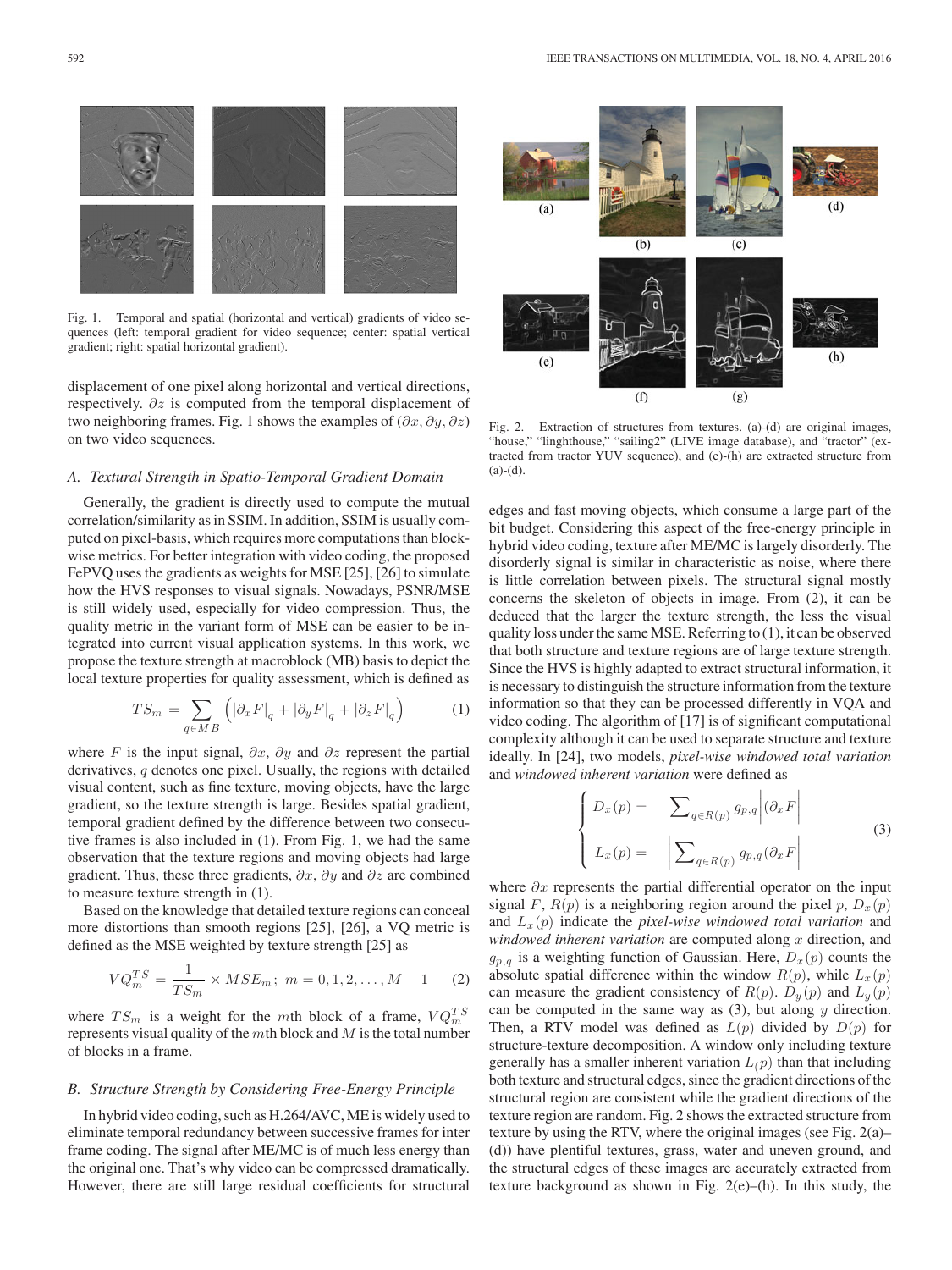Fig. 1. Temporal and spatial (horizontal and vertical) gradients of video sequences (left: temporal gradient for video sequence; center: spatial vertical gradient; right: spatial horizontal gradient).

displacement of one pixel along horizontal and vertical directions, respectively. $\partial z$ is computed from the temporal displacement of two neighboring frames. Fig. 1 shows the examples of $(\partial x, \partial y, \partial z)$ on two video sequences.

### A. Textural Strength in Spatio-Temporal Gradient Domain

Generally, the gradient is directly used to compute the mutual correlation/similarity as in SSIM. In addition, SSIM is usually computed on pixel-basis, which requires more computations than blockwise metrics. For better integration with video coding, the proposed FePVQ uses the gradients as weights for MSE [25], [26] to simulate how the HVS responses to visual signals. Nowadays, PSNR/MSE is still widely used, especially for video compression. Thus, the quality metric in the variant form of MSE can be easier to be integrated into current visual application systems. In this work, we propose the texture strength at macroblock (MB) basis to depict the local texture properties for quality assessment, which is defined as

$$TS_m = \sum_{q \in MB} \left( |\partial_x F|_q + |\partial_y F|_q + |\partial_z F|_q \right) \tag{1}$$

where $F$ is the input signal, $\partial x$, $\partial y$ and $\partial z$ represent the partial derivatives, $q$ denotes one pixel. Usually, the regions with detailed visual content, such as fine texture, moving objects, have the large gradient, so the texture strength is large. Besides spatial gradient, temporal gradient defined by the difference between two consecutive frames is also included in (1). From Fig. 1, we had the same observation that the texture regions and moving objects had large gradient. Thus, these three gradients, $\partial x$, $\partial y$ and $\partial z$ are combined to measure texture strength in (1).

Based on the knowledge that detailed texture regions can conceal more distortions than smooth regions [25], [26], a VQ metric is defined as the MSE weighted by texture strength [25] as

$$VQ_m^{TS} = \frac{1}{TS_m} \times MSE_m; \; m = 0, 1, 2, \ldots, M-1 \tag{2}$$

where $TS_m$ is a weight for the $m$th block of a frame, $VQ_m^{TS}$ represents visual quality of the $m$th block and $M$ is the total number of blocks in a frame.

### B. Structure Strength by Considering Free-Energy Principle

In hybrid video coding, such as H.264/AVC, ME is widely used to eliminate temporal redundancy between successive frames for inter frame coding. The signal after ME/MC is of much less energy than the original one. That's why video can be compressed dramatically. However, there are still large residual coefficients for structural edges and fast moving objects, which consume a large part of the bit budget. Considering this aspect of the free-energy principle in hybrid video coding, texture after ME/MC is largely disorderly. The disorderly signal is similar in characteristic as noise, where there is little correlation between pixels. The structural signal mostly concerns the skeleton of objects in image. From (2), it can be deduced that the larger the texture strength, the less the visual quality loss under the same MSE. Referring to (1), it can be observed that both structure and texture regions are of large texture strength. Since the HVS is highly adapted to extract structural information, it is necessary to distinguish the structure information from the texture information so that they can be processed differently in VQA and video coding. The algorithm of [17] is of significant computational complexity although it can be used to separate structure and texture ideally. In [24], two models, *pixel-wise windowed total variation* and *windowed inherent variation* were defined as

$$\begin{cases} D_x(p) = \sum_{q \in R(p)} g_{p,q} \left| (\partial_x F \right| \\ L_x(p) = \left| \sum_{q \in R(p)} g_{p,q} (\partial_x F \right| \end{cases} \tag{3}$$

where $\partial x$ represents the partial differential operator on the input signal $F$, $R(p)$ is a neighboring region around the pixel $p$, $D_x(p)$ and $L_x(p)$ indicate the *pixel-wise windowed total variation* and *windowed inherent variation* are computed along $x$ direction, and $g_{p,q}$ is a weighting function of Gaussian. Here, $D_x(p)$ counts the absolute spatial difference within the window $R(p)$, while $L_x(p)$ can measure the gradient consistency of $R(p)$. $D_y(p)$ and $L_y(p)$ can be computed in the same way as (3), but along $y$ direction. Then, a RTV model was defined as $L(p)$ divided by $D(p)$ for structure-texture decomposition. A window only including texture generally has a smaller inherent variation $L_(p)$ than that including both texture and structural edges, since the gradient directions of the structural region are consistent while the gradient directions of the texture region are random. Fig. 2 shows the extracted structure from texture by using the RTV, where the original images (see Fig. 2(a)–(d)) have plentiful textures, grass, water and uneven ground, and the structural edges of these images are accurately extracted from texture background as shown in Fig. 2(e)–(h). In this study, the

Fig. 2. Extraction of structures from textures. (a)-(d) are original images, "house," "linghthouse," "sailing2" (LIVE image database), and "tractor" (extracted from tractor YUV sequence), and (e)-(h) are extracted structure from (a)-(d).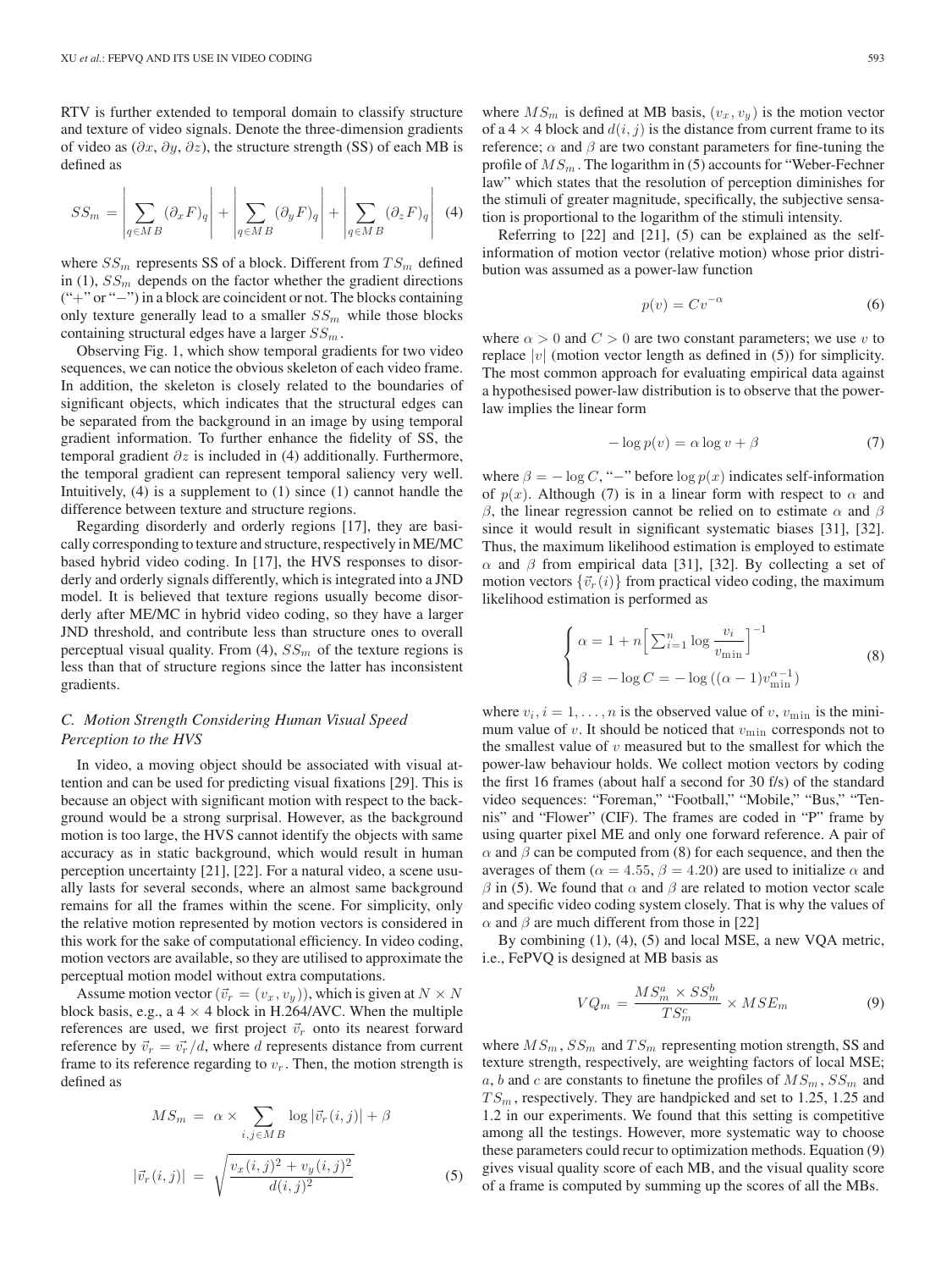RTV is further extended to temporal domain to classify structure and texture of video signals. Denote the three-dimension gradients of video as $(\partial x, \partial y, \partial z)$, the structure strength (SS) of each MB is defined as

$$SS_m = \left|\sum_{q\in MB}(\partial_x F)_q\right| + \left|\sum_{q\in MB}(\partial_y F)_q\right| + \left|\sum_{q\in MB}(\partial_z F)_q\right| \quad (4)$$

where $SS_m$ represents SS of a block. Different from $TS_m$ defined in (1), $SS_m$ depends on the factor whether the gradient directions ("+" or "−") in a block are coincident or not. The blocks containing only texture generally lead to a smaller $SS_m$ while those blocks containing structural edges have a larger $SS_m$.

Observing Fig. 1, which show temporal gradients for two video sequences, we can notice the obvious skeleton of each video frame. In addition, the skeleton is closely related to the boundaries of significant objects, which indicates that the structural edges can be separated from the background in an image by using temporal gradient information. To further enhance the fidelity of SS, the temporal gradient $\partial z$ is included in (4) additionally. Furthermore, the temporal gradient can represent temporal saliency very well. Intuitively, (4) is a supplement to (1) since (1) cannot handle the difference between texture and structure regions.

Regarding disorderly and orderly regions [17], they are basically corresponding to texture and structure, respectively in ME/MC based hybrid video coding. In [17], the HVS responses to disorderly and orderly signals differently, which is integrated into a JND model. It is believed that texture regions usually become disorderly after ME/MC in hybrid video coding, so they have a larger JND threshold, and contribute less than structure ones to overall perceptual visual quality. From (4), $SS_m$ of the texture regions is less than that of structure regions since the latter has inconsistent gradients.

### C. Motion Strength Considering Human Visual Speed Perception to the HVS

In video, a moving object should be associated with visual attention and can be used for predicting visual fixations [29]. This is because an object with significant motion with respect to the background would be a strong surprisal. However, as the background motion is too large, the HVS cannot identify the objects with same accuracy as in static background, which would result in human perception uncertainty [21], [22]. For a natural video, a scene usually lasts for several seconds, where an almost same background remains for all the frames within the scene. For simplicity, only the relative motion represented by motion vectors is considered in this work for the sake of computational efficiency. In video coding, motion vectors are available, so they are utilised to approximate the perceptual motion model without extra computations.

Assume motion vector ($\vec{v}_r = (v_x, v_y)$), which is given at $N \times N$ block basis, e.g., a $4 \times 4$ block in H.264/AVC. When the multiple references are used, we first project $\vec{v}_r$ onto its nearest forward reference by $\vec{v}_r = \vec{v_r}'/d$, where $d$ represents distance from current frame to its reference regarding to $v_r$. Then, the motion strength is defined as

$$\begin{aligned} MS_m &= \alpha \times \sum_{i,j\in MB} \log|\vec{v}_r(i,j)| + \beta \\ |\vec{v}_r(i,j)| &= \sqrt{\frac{v_x(i,j)^2 + v_y(i,j)^2}{d(i,j)^2}} \end{aligned} \quad (5)$$

where $MS_m$ is defined at MB basis, $(v_x, v_y)$ is the motion vector of a $4 \times 4$ block and $d(i,j)$ is the distance from current frame to its reference; $\alpha$ and $\beta$ are two constant parameters for fine-tuning the profile of $MS_m$. The logarithm in (5) accounts for "Weber-Fechner law" which states that the resolution of perception diminishes for the stimuli of greater magnitude, specifically, the subjective sensation is proportional to the logarithm of the stimuli intensity.

Referring to [22] and [21], (5) can be explained as the self-information of motion vector (relative motion) whose prior distribution was assumed as a power-law function

$$p(v) = Cv^{-\alpha} \quad (6)$$

where $\alpha > 0$ and $C > 0$ are two constant parameters; we use $v$ to replace $|v|$ (motion vector length as defined in (5)) for simplicity. The most common approach for evaluating empirical data against a hypothesised power-law distribution is to observe that the power-law implies the linear form

$$-\log p(v) = \alpha \log v + \beta \quad (7)$$

where $\beta = -\log C$, "−" before $\log p(x)$ indicates self-information of $p(x)$. Although (7) is in a linear form with respect to $\alpha$ and $\beta$, the linear regression cannot be relied on to estimate $\alpha$ and $\beta$ since it would result in significant systematic biases [31], [32]. Thus, the maximum likelihood estimation is employed to estimate $\alpha$ and $\beta$ from empirical data [31], [32]. By collecting a set of motion vectors $\{\vec{v}_r(i)\}$ from practical video coding, the maximum likelihood estimation is performed as

$$\begin{cases} \alpha = 1 + n\left[\sum_{i=1}^{n} \log \dfrac{v_i}{v_{\min}}\right]^{-1} \\ \beta = -\log C = -\log\left((\alpha-1)v_{\min}^{\alpha-1}\right) \end{cases} \quad (8)$$

where $v_i, i = 1, \ldots, n$ is the observed value of $v$, $v_{\min}$ is the minimum value of $v$. It should be noticed that $v_{\min}$ corresponds not to the smallest value of $v$ measured but to the smallest for which the power-law behaviour holds. We collect motion vectors by coding the first 16 frames (about half a second for 30 f/s) of the standard video sequences: "Foreman," "Football," "Mobile," "Bus," "Tennis" and "Flower" (CIF). The frames are coded in "P" frame by using quarter pixel ME and only one forward reference. A pair of $\alpha$ and $\beta$ can be computed from (8) for each sequence, and then the averages of them ($\alpha = 4.55$, $\beta = 4.20$) are used to initialize $\alpha$ and $\beta$ in (5). We found that $\alpha$ and $\beta$ are related to motion vector scale and specific video coding system closely. That is why the values of $\alpha$ and $\beta$ are much different from those in [22]

By combining (1), (4), (5) and local MSE, a new VQA metric, i.e., FePVQ is designed at MB basis as

$$VQ_m = \frac{MS_m^a \times SS_m^b}{TS_m^c} \times MSE_m \quad (9)$$

where $MS_m$, $SS_m$ and $TS_m$ representing motion strength, SS and texture strength, respectively, are weighting factors of local MSE; $a$, $b$ and $c$ are constants to finetune the profiles of $MS_m$, $SS_m$ and $TS_m$, respectively. They are handpicked and set to 1.25, 1.25 and 1.2 in our experiments. We found that this setting is competitive among all the testings. However, more systematic way to choose these parameters could recur to optimization methods. Equation (9) gives visual quality score of each MB, and the visual quality score of a frame is computed by summing up the scores of all the MBs.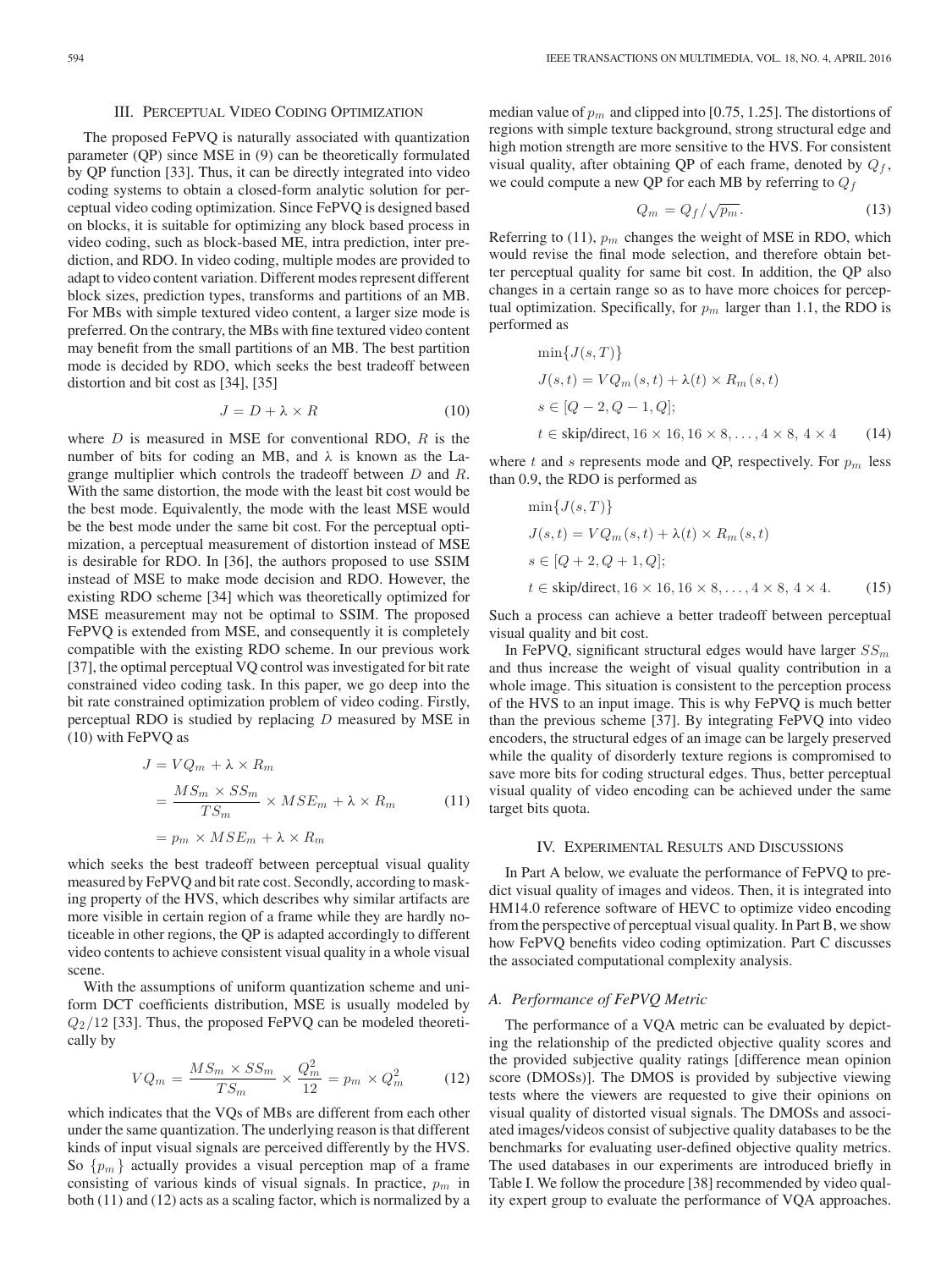## III. Perceptual Video Coding Optimization

The proposed FePVQ is naturally associated with quantization parameter (QP) since MSE in (9) can be theoretically formulated by QP function [33]. Thus, it can be directly integrated into video coding systems to obtain a closed-form analytic solution for perceptual video coding optimization. Since FePVQ is designed based on blocks, it is suitable for optimizing any block based process in video coding, such as block-based ME, intra prediction, inter prediction, and RDO. In video coding, multiple modes are provided to adapt to video content variation. Different modes represent different block sizes, prediction types, transforms and partitions of an MB. For MBs with simple textured video content, a larger size mode is preferred. On the contrary, the MBs with fine textured video content may benefit from the small partitions of an MB. The best partition mode is decided by RDO, which seeks the best tradeoff between distortion and bit cost as [34], [35]

$$J = D + \lambda \times R \tag{10}$$

where $D$ is measured in MSE for conventional RDO, $R$ is the number of bits for coding an MB, and $\lambda$ is known as the Lagrange multiplier which controls the tradeoff between $D$ and $R$. With the same distortion, the mode with the least bit cost would be the best mode. Equivalently, the mode with the least MSE would be the best mode under the same bit cost. For the perceptual optimization, a perceptual measurement of distortion instead of MSE is desirable for RDO. In [36], the authors proposed to use SSIM instead of MSE to make mode decision and RDO. However, the existing RDO scheme [34] which was theoretically optimized for MSE measurement may not be optimal to SSIM. The proposed FePVQ is extended from MSE, and consequently it is completely compatible with the existing RDO scheme. In our previous work [37], the optimal perceptual VQ control was investigated for bit rate constrained video coding task. In this paper, we go deep into the bit rate constrained optimization problem of video coding. Firstly, perceptual RDO is studied by replacing $D$ measured by MSE in (10) with FePVQ as

$$\begin{aligned} J &= VQ_m + \lambda \times R_m \\ &= \frac{MS_m \times SS_m}{TS_m} \times MSE_m + \lambda \times R_m \\ &= p_m \times MSE_m + \lambda \times R_m \end{aligned} \tag{11}$$

which seeks the best tradeoff between perceptual visual quality measured by FePVQ and bit rate cost. Secondly, according to masking property of the HVS, which describes why similar artifacts are more visible in certain region of a frame while they are hardly noticeable in other regions, the QP is adapted accordingly to different video contents to achieve consistent visual quality in a whole visual scene.

With the assumptions of uniform quantization scheme and uniform DCT coefficients distribution, MSE is usually modeled by $Q_2/12$ [33]. Thus, the proposed FePVQ can be modeled theoretically by

$$VQ_m = \frac{MS_m \times SS_m}{TS_m} \times \frac{Q_m^2}{12} = p_m \times Q_m^2 \tag{12}$$

which indicates that the VQs of MBs are different from each other under the same quantization. The underlying reason is that different kinds of input visual signals are perceived differently by the HVS. So $\{p_m\}$ actually provides a visual perception map of a frame consisting of various kinds of visual signals. In practice, $p_m$ in both (11) and (12) acts as a scaling factor, which is normalized by a median value of $p_m$ and clipped into [0.75, 1.25]. The distortions of regions with simple texture background, strong structural edge and high motion strength are more sensitive to the HVS. For consistent visual quality, after obtaining QP of each frame, denoted by $Q_f$, we could compute a new QP for each MB by referring to $Q_f$

$$Q_m = Q_f / \sqrt{p_m}. \tag{13}$$

Referring to (11), $p_m$ changes the weight of MSE in RDO, which would revise the final mode selection, and therefore obtain better perceptual quality for same bit cost. In addition, the QP also changes in a certain range so as to have more choices for perceptual optimization. Specifically, for $p_m$ larger than 1.1, the RDO is performed as

$$\begin{aligned} &\min\{J(s,T)\} \\ &J(s,t) = VQ_m(s,t) + \lambda(t) \times R_m(s,t) \\ &s \in [Q-2, Q-1, Q]; \\ &t \in \text{skip/direct}, 16\times16, 16\times8, \ldots, 4\times8,\ 4\times4 \end{aligned} \tag{14}$$

where $t$ and $s$ represents mode and QP, respectively. For $p_m$ less than 0.9, the RDO is performed as

$$\begin{aligned} &\min\{J(s,T)\} \\ &J(s,t) = VQ_m(s,t) + \lambda(t) \times R_m(s,t) \\ &s \in [Q+2, Q+1, Q]; \\ &t \in \text{skip/direct}, 16\times16, 16\times8, \ldots, 4\times8,\ 4\times4. \end{aligned} \tag{15}$$

Such a process can achieve a better tradeoff between perceptual visual quality and bit cost.

In FePVQ, significant structural edges would have larger $SS_m$ and thus increase the weight of visual quality contribution in a whole image. This situation is consistent to the perception process of the HVS to an input image. This is why FePVQ is much better than the previous scheme [37]. By integrating FePVQ into video encoders, the structural edges of an image can be largely preserved while the quality of disorderly texture regions is compromised to save more bits for coding structural edges. Thus, better perceptual visual quality of video encoding can be achieved under the same target bits quota.

## IV. Experimental Results and Discussions

In Part A below, we evaluate the performance of FePVQ to predict visual quality of images and videos. Then, it is integrated into HM14.0 reference software of HEVC to optimize video encoding from the perspective of perceptual visual quality. In Part B, we show how FePVQ benefits video coding optimization. Part C discusses the associated computational complexity analysis.

### A. Performance of FePVQ Metric

The performance of a VQA metric can be evaluated by depicting the relationship of the predicted objective quality scores and the provided subjective quality ratings [difference mean opinion score (DMOSs)]. The DMOS is provided by subjective viewing tests where the viewers are requested to give their opinions on visual quality of distorted visual signals. The DMOSs and associated images/videos consist of subjective quality databases to be the benchmarks for evaluating user-defined objective quality metrics. The used databases in our experiments are introduced briefly in Table I. We follow the procedure [38] recommended by video quality expert group to evaluate the performance of VQA approaches.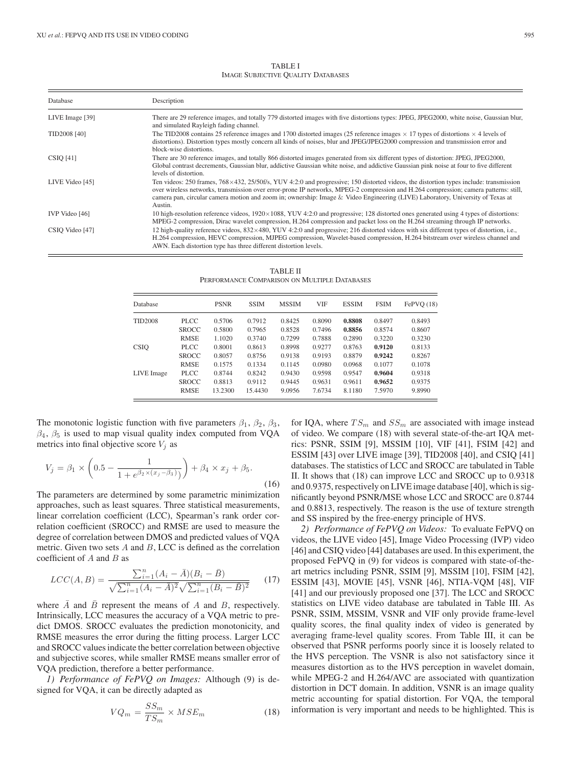TABLE I
IMAGE SUBJECTIVE QUALITY DATABASES

| Database | Description |
| --- | --- |
| LIVE Image [39] | There are 29 reference images, and totally 779 distorted images with five distortions types: JPEG, JPEG2000, white noise, Gaussian blur, and simulated Rayleigh fading channel. |
| TID2008 [40] | The TID2008 contains 25 reference images and 1700 distorted images (25 reference images × 17 types of distortions × 4 levels of distortions). Distortion types mostly concern all kinds of noises, blur and JPEG/JPEG2000 compression and transmission error and block-wise distortions. |
| CSIQ [41] | There are 30 reference images, and totally 866 distorted images generated from six different types of distortion: JPEG, JPEG2000, Global contrast decrements, Gaussian blur, addictive Gaussian white noise, and addictive Gaussian pink noise at four to five different levels of distortion. |
| LIVE Video [45] | Ten videos: 250 frames, 768×432, 25/50f/s, YUV 4:2:0 and progressive; 150 distorted videos, the distortion types include: transmission over wireless networks, transmission over error-prone IP networks, MPEG-2 compression and H.264 compression; camera patterns: still, camera pan, circular camera motion and zoom in; ownership: Image & Video Engineering (LIVE) Laboratory, University of Texas at Austin. |
| IVP Video [46] | 10 high-resolution reference videos, 1920×1088, YUV 4:2:0 and progressive; 128 distorted ones generated using 4 types of distortions: MPEG-2 compression, Dirac wavelet compression, H.264 compression and packet loss on the H.264 streaming through IP networks. |
| CSIQ Video [47] | 12 high-quality reference videos, 832×480, YUV 4:2:0 and progressive; 216 distorted videos with six different types of distortion, i.e., H.264 compression, HEVC compression, MJPEG compression, Wavelet-based compression, H.264 bitstream over wireless channel and AWN. Each distortion type has three different distortion levels. |

TABLE II
PERFORMANCE COMPARISON ON MULTIPLE DATABASES

| Database | | PSNR | SSIM | MSSIM | VIF | ESSIM | FSIM | FePVQ (18) |
| --- | --- | --- | --- | --- | --- | --- | --- | --- |
| TID2008 | PLCC | 0.5706 | 0.7912 | 0.8425 | 0.8090 | **0.8808** | 0.8497 | 0.8493 |
| | SROCC | 0.5800 | 0.7965 | 0.8528 | 0.7496 | **0.8856** | 0.8574 | 0.8607 |
| | RMSE | 1.1020 | 0.3740 | 0.7299 | 0.7888 | 0.2890 | 0.3220 | 0.3230 |
| CSIQ | PLCC | 0.8001 | 0.8613 | 0.8998 | 0.9277 | 0.8763 | **0.9120** | 0.8133 |
| | SROCC | 0.8057 | 0.8756 | 0.9138 | 0.9193 | 0.8879 | **0.9242** | 0.8267 |
| | RMSE | 0.1575 | 0.1334 | 0.1145 | 0.0980 | 0.0968 | 0.1077 | 0.1078 |
| LIVE Image | PLCC | 0.8744 | 0.8242 | 0.9430 | 0.9598 | 0.9547 | **0.9604** | 0.9318 |
| | SROCC | 0.8813 | 0.9112 | 0.9445 | 0.9631 | 0.9611 | **0.9652** | 0.9375 |
| | RMSE | 13.2300 | 15.4430 | 9.0956 | 7.6734 | 8.1180 | 7.5970 | 9.8990 |

The monotonic logistic function with five parameters $\beta_1$, $\beta_2$, $\beta_3$, $\beta_4$, $\beta_5$ is used to map visual quality index computed from VQA metrics into final objective score $V_j$ as

$$V_j = \beta_1 \times \left(0.5 - \frac{1}{1 + e^{\beta_2 \times (x_j - \beta_3)}}\right) + \beta_4 \times x_j + \beta_5. \tag{16}$$

The parameters are determined by some parametric minimization approaches, such as least squares. Three statistical measurements, linear correlation coefficient (LCC), Spearman's rank order correlation coefficient (SROCC) and RMSE are used to measure the degree of correlation between DMOS and predicted values of VQA metric. Given two sets $A$ and $B$, LCC is defined as the correlation coefficient of $A$ and $B$ as

$$LCC(A, B) = \frac{\sum_{i=1}^{n}(A_i - \bar{A})(B_i - \bar{B})}{\sqrt{\sum_{i=1}^{n}(A_i - \bar{A})^2}\sqrt{\sum_{i=1}^{n}(B_i - \bar{B})^2}} \tag{17}$$

where $\bar{A}$ and $\bar{B}$ represent the means of $A$ and $B$, respectively. Intrinsically, LCC measures the accuracy of a VQA metric to predict DMOS. SROCC evaluates the prediction monotonicity, and RMSE measures the error during the fitting process. Larger LCC and SROCC values indicate the better correlation between objective and subjective scores, while smaller RMSE means smaller error of VQA prediction, therefore a better performance.

*1) Performance of FePVQ on Images:* Although (9) is designed for VQA, it can be directly adapted as

$$VQ_m = \frac{SS_m}{TS_m} \times MSE_m \tag{18}$$

for IQA, where $TS_m$ and $SS_m$ are associated with image instead of video. We compare (18) with several state-of-the-art IQA metrics: PSNR, SSIM [9], MSSIM [10], VIF [41], FSIM [42] and ESSIM [43] over LIVE image [39], TID2008 [40], and CSIQ [41] databases. The statistics of LCC and SROCC are tabulated in Table II. It shows that (18) can improve LCC and SROCC up to 0.9318 and 0.9375, respectively on LIVE image database [40], which is significantly beyond PSNR/MSE whose LCC and SROCC are 0.8744 and 0.8813, respectively. The reason is the use of texture strength and SS inspired by the free-energy principle of HVS.

*2) Performance of FePVQ on Videos:* To evaluate FePVQ on videos, the LIVE video [45], Image Video Processing (IVP) video [46] and CSIQ video [44] databases are used. In this experiment, the proposed FePVQ in (9) for videos is compared with state-of-the-art metrics including PSNR, SSIM [9], MSSIM [10], FSIM [42], ESSIM [43], MOVIE [45], VSNR [46], NTIA-VQM [48], VIF [41] and our previously proposed one [37]. The LCC and SROCC statistics on LIVE video database are tabulated in Table III. As PSNR, SSIM, MSSIM, VSNR and VIF only provide frame-level quality scores, the final quality index of video is generated by averaging frame-level quality scores. From Table III, it can be observed that PSNR performs poorly since it is loosely related to the HVS perception. The VSNR is also not satisfactory since it measures distortion as to the HVS perception in wavelet domain, while MPEG-2 and H.264/AVC are associated with quantization distortion in DCT domain. In addition, VSNR is an image quality metric accounting for spatial distortion. For VQA, the temporal information is very important and needs to be highlighted. This is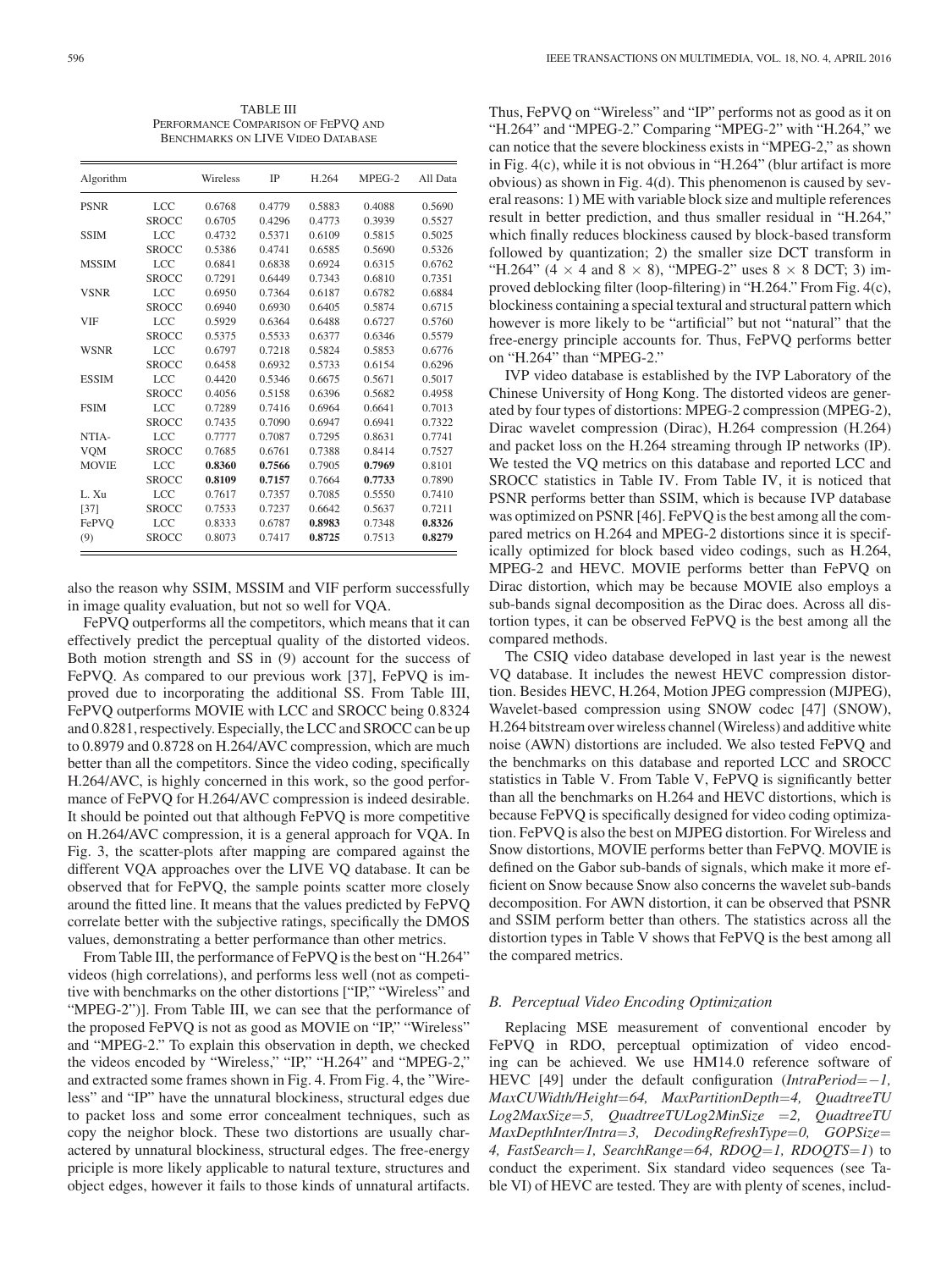TABLE III
PERFORMANCE COMPARISON OF FEPVQ AND BENCHMARKS ON LIVE VIDEO DATABASE

| Algorithm | | Wireless | IP | H.264 | MPEG-2 | All Data |
|---|---|---|---|---|---|---|
| PSNR | LCC | 0.6768 | 0.4779 | 0.5883 | 0.4088 | 0.5690 |
| | SROCC | 0.6705 | 0.4296 | 0.4773 | 0.3939 | 0.5527 |
| SSIM | LCC | 0.4732 | 0.5371 | 0.6109 | 0.5815 | 0.5025 |
| | SROCC | 0.5386 | 0.4741 | 0.6585 | 0.5690 | 0.5326 |
| MSSIM | LCC | 0.6841 | 0.6838 | 0.6924 | 0.6315 | 0.6762 |
| | SROCC | 0.7291 | 0.6449 | 0.7343 | 0.6810 | 0.7351 |
| VSNR | LCC | 0.6950 | 0.7364 | 0.6187 | 0.6782 | 0.6884 |
| | SROCC | 0.6940 | 0.6930 | 0.6405 | 0.5874 | 0.6715 |
| VIF | LCC | 0.5929 | 0.6364 | 0.6488 | 0.6727 | 0.5760 |
| | SROCC | 0.5375 | 0.5533 | 0.6377 | 0.6346 | 0.5579 |
| WSNR | LCC | 0.6797 | 0.7218 | 0.5824 | 0.5853 | 0.6776 |
| | SROCC | 0.6458 | 0.6932 | 0.5733 | 0.6154 | 0.6296 |
| ESSIM | LCC | 0.4420 | 0.5346 | 0.6675 | 0.5671 | 0.5017 |
| | SROCC | 0.4056 | 0.5158 | 0.6396 | 0.5682 | 0.4958 |
| FSIM | LCC | 0.7289 | 0.7416 | 0.6964 | 0.6641 | 0.7013 |
| | SROCC | 0.7435 | 0.7090 | 0.6947 | 0.6941 | 0.7322 |
| NTIA-VQM | LCC | 0.7777 | 0.7087 | 0.7295 | 0.8631 | 0.7741 |
| | SROCC | 0.7685 | 0.6761 | 0.7388 | 0.8414 | 0.7527 |
| MOVIE | LCC | **0.8360** | **0.7566** | 0.7905 | **0.7969** | 0.8101 |
| | SROCC | **0.8109** | **0.7157** | 0.7664 | **0.7733** | 0.7890 |
| L. Xu [37] | LCC | 0.7617 | 0.7357 | 0.7085 | 0.5550 | 0.7410 |
| | SROCC | 0.7533 | 0.7237 | 0.6642 | 0.5637 | 0.7211 |
| FePVQ (9) | LCC | 0.8333 | 0.6787 | **0.8983** | 0.7348 | **0.8326** |
| | SROCC | 0.8073 | 0.7417 | **0.8725** | 0.7513 | **0.8279** |

also the reason why SSIM, MSSIM and VIF perform successfully in image quality evaluation, but not so well for VQA.

FePVQ outperforms all the competitors, which means that it can effectively predict the perceptual quality of the distorted videos. Both motion strength and SS in (9) account for the success of FePVQ. As compared to our previous work [37], FePVQ is improved due to incorporating the additional SS. From Table III, FePVQ outperforms MOVIE with LCC and SROCC being 0.8324 and 0.8281, respectively. Especially, the LCC and SROCC can be up to 0.8979 and 0.8728 on H.264/AVC compression, which are much better than all the competitors. Since the video coding, specifically H.264/AVC, is highly concerned in this work, so the good performance of FePVQ for H.264/AVC compression is indeed desirable. It should be pointed out that although FePVQ is more competitive on H.264/AVC compression, it is a general approach for VQA. In Fig. 3, the scatter-plots after mapping are compared against the different VQA approaches over the LIVE VQ database. It can be observed that for FePVQ, the sample points scatter more closely around the fitted line. It means that the values predicted by FePVQ correlate better with the subjective ratings, specifically the DMOS values, demonstrating a better performance than other metrics.

From Table III, the performance of FePVQ is the best on "H.264" videos (high correlations), and performs less well (not as competitive with benchmarks on the other distortions ["IP," "Wireless" and "MPEG-2")]. From Table III, we can see that the performance of the proposed FePVQ is not as good as MOVIE on "IP," "Wireless" and "MPEG-2." To explain this observation in depth, we checked the videos encoded by "Wireless," "IP," "H.264" and "MPEG-2," and extracted some frames shown in Fig. 4. From Fig. 4, the "Wireless" and "IP" have the unnatural blockiness, structural edges due to packet loss and some error concealment techniques, such as copy the neighbor block. These two distortions are usually charactered by unnatural blockiness, structural edges. The free-energy priciple is more likely applicable to natural texture, structures and object edges, however it fails to those kinds of unnatural artifacts. Thus, FePVQ on "Wireless" and "IP" performs not as good as it on "H.264" and "MPEG-2." Comparing "MPEG-2" with "H.264," we can notice that the severe blockiness exists in "MPEG-2," as shown in Fig. 4(c), while it is not obvious in "H.264" (blur artifact is more obvious) as shown in Fig. 4(d). This phenomenon is caused by several reasons: 1) ME with variable block size and multiple references result in better prediction, and thus smaller residual in "H.264," which finally reduces blockiness caused by block-based transform followed by quantization; 2) the smaller size DCT transform in "H.264" ($4 \times 4$ and $8 \times 8$), "MPEG-2" uses $8 \times 8$ DCT; 3) improved deblocking filter (loop-filtering) in "H.264." From Fig. 4(c), blockiness containing a special textural and structural pattern which however is more likely to be "artificial" but not "natural" that the free-energy principle accounts for. Thus, FePVQ performs better on "H.264" than "MPEG-2."

IVP video database is established by the IVP Laboratory of the Chinese University of Hong Kong. The distorted videos are generated by four types of distortions: MPEG-2 compression (MPEG-2), Dirac wavelet compression (Dirac), H.264 compression (H.264) and packet loss on the H.264 streaming through IP networks (IP). We tested the VQ metrics on this database and reported LCC and SROCC statistics in Table IV. From Table IV, it is noticed that PSNR performs better than SSIM, which is because IVP database was optimized on PSNR [46]. FePVQ is the best among all the compared metrics on H.264 and MPEG-2 distortions since it is specifically optimized for block based video codings, such as H.264, MPEG-2 and HEVC. MOVIE performs better than FePVQ on Dirac distortion, which may be because MOVIE also employs a sub-bands signal decomposition as the Dirac does. Across all distortion types, it can be observed FePVQ is the best among all the compared methods.

The CSIQ video database developed in last year is the newest VQ database. It includes the newest HEVC compression distortion. Besides HEVC, H.264, Motion JPEG compression (MJPEG), Wavelet-based compression using SNOW codec [47] (SNOW), H.264 bitstream over wireless channel (Wireless) and additive white noise (AWN) distortions are included. We also tested FePVQ and the benchmarks on this database and reported LCC and SROCC statistics in Table V. From Table V, FePVQ is significantly better than all the benchmarks on H.264 and HEVC distortions, which is because FePVQ is specifically designed for video coding optimization. FePVQ is also the best on MJPEG distortion. For Wireless and Snow distortions, MOVIE performs better than FePVQ. MOVIE is defined on the Gabor sub-bands of signals, which make it more efficient on Snow because Snow also concerns the wavelet sub-bands decomposition. For AWN distortion, it can be observed that PSNR and SSIM perform better than others. The statistics across all the distortion types in Table V shows that FePVQ is the best among all the compared metrics.

### B. Perceptual Video Encoding Optimization

Replacing MSE measurement of conventional encoder by FePVQ in RDO, perceptual optimization of video encoding can be achieved. We use HM14.0 reference software of HEVC [49] under the default configuration (*IntraPeriod=−1, MaxCUWidth/Height=64, MaxPartitionDepth=4, QuadtreeTU Log2MaxSize=5, QuadtreeTULog2MinSize =2, QuadtreeTU MaxDepthInter/Intra=3, DecodingRefreshType=0, GOPSize=4, FastSearch=1, SearchRange=64, RDOQ=1, RDOQTS=1*) to conduct the experiment. Six standard video sequences (see Table VI) of HEVC are tested. They are with plenty of scenes, includ-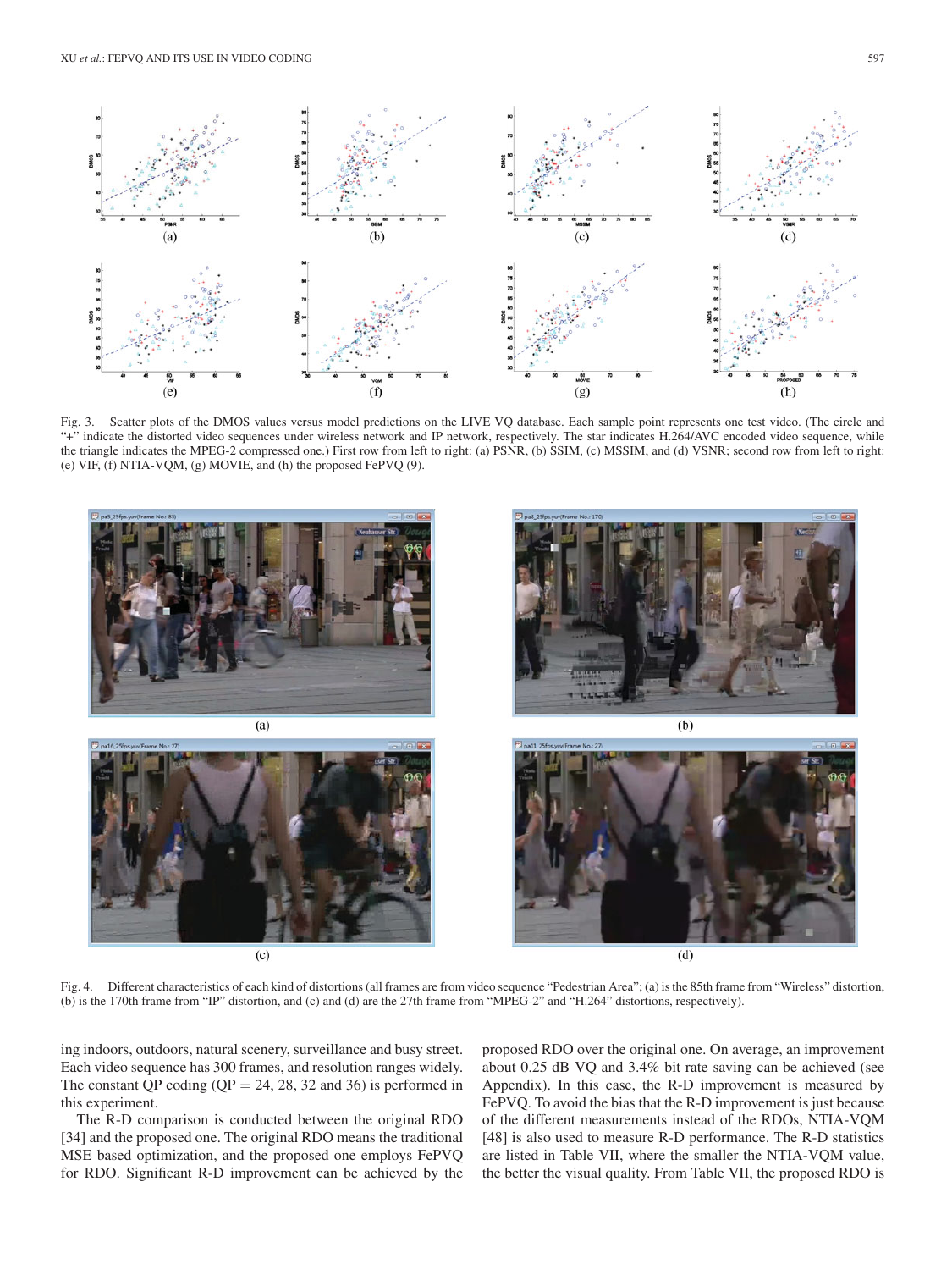Fig. 3. Scatter plots of the DMOS values versus model predictions on the LIVE VQ database. Each sample point represents one test video. (The circle and "+" indicate the distorted video sequences under wireless network and IP network, respectively. The star indicates H.264/AVC encoded video sequence, while the triangle indicates the MPEG-2 compressed one.) First row from left to right: (a) PSNR, (b) SSIM, (c) MSSIM, and (d) VSNR; second row from left to right: (e) VIF, (f) NTIA-VQM, (g) MOVIE, and (h) the proposed FePVQ (9).

Fig. 4. Different characteristics of each kind of distortions (all frames are from video sequence "Pedestrian Area"; (a) is the 85th frame from "Wireless" distortion, (b) is the 170th frame from "IP" distortion, and (c) and (d) are the 27th frame from "MPEG-2" and "H.264" distortions, respectively).

ing indoors, outdoors, natural scenery, surveillance and busy street. Each video sequence has 300 frames, and resolution ranges widely. The constant QP coding (QP = 24, 28, 32 and 36) is performed in this experiment.

The R-D comparison is conducted between the original RDO [34] and the proposed one. The original RDO means the traditional MSE based optimization, and the proposed one employs FePVQ for RDO. Significant R-D improvement can be achieved by the proposed RDO over the original one. On average, an improvement about 0.25 dB VQ and 3.4% bit rate saving can be achieved (see Appendix). In this case, the R-D improvement is measured by FePVQ. To avoid the bias that the R-D improvement is just because of the different measurements instead of the RDOs, NTIA-VQM [48] is also used to measure R-D performance. The R-D statistics are listed in Table VII, where the smaller the NTIA-VQM value, the better the visual quality. From Table VII, the proposed RDO is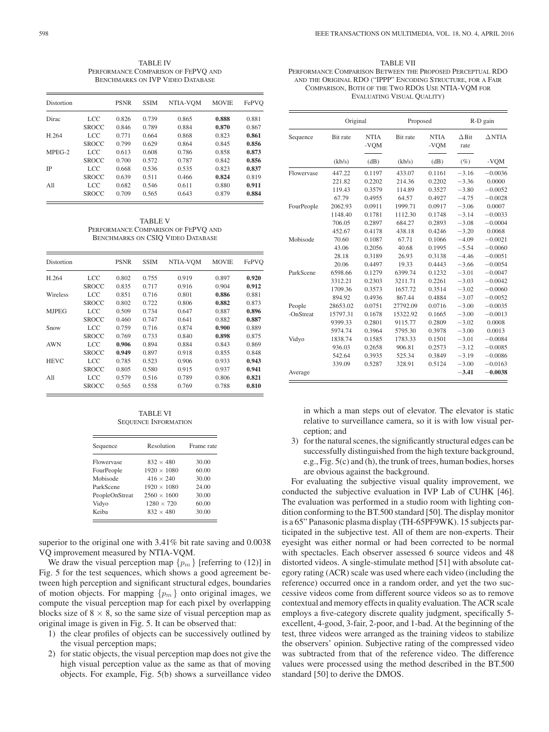TABLE IV
PERFORMANCE COMPARISON OF FEPVQ AND BENCHMARKS ON IVP VIDEO DATABASE

| Distortion | | PSNR | SSIM | NTIA-VQM | MOVIE | FePVQ |
|---|---|---|---|---|---|---|
| Dirac | LCC | 0.826 | 0.739 | 0.865 | **0.888** | 0.881 |
| | SROCC | 0.846 | 0.789 | 0.884 | **0.870** | 0.867 |
| H.264 | LCC | 0.771 | 0.664 | 0.868 | 0.823 | **0.861** |
| | SROCC | 0.799 | 0.629 | 0.864 | 0.845 | **0.856** |
| MPEG-2 | LCC | 0.613 | 0.608 | 0.786 | 0.858 | **0.873** |
| | SROCC | 0.700 | 0.572 | 0.787 | 0.842 | **0.856** |
| IP | LCC | 0.668 | 0.536 | 0.535 | 0.823 | **0.837** |
| | SROCC | 0.639 | 0.511 | 0.466 | **0.824** | 0.819 |
| All | LCC | 0.682 | 0.546 | 0.611 | 0.880 | **0.911** |
| | SROCC | 0.709 | 0.565 | 0.643 | 0.879 | **0.884** |

TABLE V
PERFORMANCE COMPARISON OF FEPVQ AND BENCHMARKS ON CSIQ VIDEO DATABASE

| Distortion | | PSNR | SSIM | NTIA-VQM | MOVIE | FePVQ |
|---|---|---|---|---|---|---|
| H.264 | LCC | 0.802 | 0.755 | 0.919 | 0.897 | **0.920** |
| | SROCC | 0.835 | 0.717 | 0.916 | 0.904 | **0.912** |
| Wireless | LCC | 0.851 | 0.716 | 0.801 | **0.886** | 0.881 |
| | SROCC | 0.802 | 0.722 | 0.806 | **0.882** | 0.873 |
| MJPEG | LCC | 0.509 | 0.734 | 0.647 | 0.887 | **0.896** |
| | SROCC | 0.460 | 0.747 | 0.641 | 0.882 | **0.887** |
| Snow | LCC | 0.759 | 0.716 | 0.874 | **0.900** | 0.889 |
| | SROCC | 0.769 | 0.733 | 0.840 | **0.898** | 0.875 |
| AWN | LCC | **0.906** | 0.894 | 0.884 | 0.843 | 0.869 |
| | SROCC | **0.949** | 0.897 | 0.918 | 0.855 | 0.848 |
| HEVC | LCC | 0.785 | 0.523 | 0.906 | 0.933 | **0.943** |
| | SROCC | 0.805 | 0.580 | 0.915 | 0.937 | **0.941** |
| All | LCC | 0.579 | 0.516 | 0.789 | 0.806 | **0.821** |
| | SROCC | 0.565 | 0.558 | 0.769 | 0.788 | **0.810** |

TABLE VI
SEQUENCE INFORMATION

| Sequence | Resolution | Frame rate |
|---|---|---|
| Flowervase | $832 \times 480$ | 30.00 |
| FourPeople | $1920 \times 1080$ | 60.00 |
| Mobisode | $416 \times 240$ | 30.00 |
| ParkScene | $1920 \times 1080$ | 24.00 |
| PeopleOnStreat | $2560 \times 1600$ | 30.00 |
| Vidyo | $1280 \times 720$ | 60.00 |
| Keiba | $832 \times 480$ | 30.00 |

TABLE VII
PERFORMANCE COMPARISON BETWEEN THE PROPOSED PERCEPTUAL RDO AND THE ORIGINAL RDO ("IPPP" ENCODING STRUCTURE, FOR A FAIR COMPARISON, BOTH OF THE TWO RDOS USE NTIA-VQM FOR EVALUATING VISUAL QUALITY)

| | Original | | Proposed | | R-D gain | |
|---|---|---|---|---|---|---|
| Sequence | Bit rate | NTIA-VQM | Bit rate | NTIA-VQM | $\Delta$Bit rate | $\Delta$NTIA |
| | (kb/s) | (dB) | (kb/s) | (dB) | (%) | -VQM |
| Flowervase | 447.22 | 0.1197 | 433.07 | 0.1161 | −3.16 | −0.0036 |
| | 221.82 | 0.2202 | 214.36 | 0.2202 | −3.36 | 0.0000 |
| | 119.43 | 0.3579 | 114.89 | 0.3527 | −3.80 | −0.0052 |
| | 67.79 | 0.4955 | 64.57 | 0.4927 | −4.75 | −0.0028 |
| FourPeople | 2062.93 | 0.0911 | 1999.71 | 0.0917 | −3.06 | 0.0007 |
| | 1148.40 | 0.1781 | 1112.30 | 0.1748 | −3.14 | −0.0033 |
| | 706.05 | 0.2897 | 684.27 | 0.2893 | −3.08 | −0.0004 |
| | 452.67 | 0.4178 | 438.18 | 0.4246 | −3.20 | 0.0068 |
| Mobisode | 70.60 | 0.1087 | 67.71 | 0.1066 | −4.09 | −0.0021 |
| | 43.06 | 0.2056 | 40.68 | 0.1995 | −5.54 | −0.0060 |
| | 28.18 | 0.3189 | 26.93 | 0.3138 | −4.46 | −0.0051 |
| | 20.06 | 0.4497 | 19.33 | 0.4443 | −3.66 | −0.0054 |
| ParkScene | 6598.66 | 0.1279 | 6399.74 | 0.1232 | −3.01 | −0.0047 |
| | 3312.21 | 0.2303 | 3211.71 | 0.2261 | −3.03 | −0.0042 |
| | 1709.36 | 0.3573 | 1657.72 | 0.3514 | −3.02 | −0.0060 |
| | 894.92 | 0.4936 | 867.44 | 0.4884 | −3.07 | −0.0052 |
| People-OnStreat | 28653.02 | 0.0751 | 27792.09 | 0.0716 | −3.00 | −0.0035 |
| | 15797.31 | 0.1678 | 15322.92 | 0.1665 | −3.00 | −0.0013 |
| | 9399.33 | 0.2801 | 9115.77 | 0.2809 | −3.02 | 0.0008 |
| | 5974.74 | 0.3964 | 5795.30 | 0.3978 | −3.00 | 0.0013 |
| Vidyo | 1838.74 | 0.1585 | 1783.33 | 0.1501 | −3.01 | −0.0084 |
| | 936.03 | 0.2658 | 906.81 | 0.2573 | −3.12 | −0.0085 |
| | 542.64 | 0.3935 | 525.34 | 0.3849 | −3.19 | −0.0086 |
| | 339.09 | 0.5287 | 328.91 | 0.5124 | −3.00 | −0.0163 |
| Average | | | | | **−3.41** | **−0.0038** |

superior to the original one with 3.41% bit rate saving and 0.0038 VQ improvement measured by NTIA-VQM.

We draw the visual perception map $\{p_m\}$ [referring to (12)] in Fig. 5 for the test sequences, which shows a good agreement between high perception and significant structural edges, boundaries of motion objects. For mapping $\{p_m\}$ onto original images, we compute the visual perception map for each pixel by overlapping blocks size of $8 \times 8$, so the same size of visual perception map as original image is given in Fig. 5. It can be observed that:

1) the clear profiles of objects can be successively outlined by the visual perception maps;
2) for static objects, the visual perception map does not give the high visual perception value as the same as that of moving objects. For example, Fig. 5(b) shows a surveillance video in which a man steps out of elevator. The elevator is static relative to surveillance camera, so it is with low visual perception; and
3) for the natural scenes, the significantly structural edges can be successfully distinguished from the high texture background, e.g., Fig. 5(c) and (h), the trunk of trees, human bodies, horses are obvious against the background.

For evaluating the subjective visual quality improvement, we conducted the subjective evaluation in IVP Lab of CUHK [46]. The evaluation was performed in a studio room with lighting condition conforming to the BT.500 standard [50]. The display monitor is a 65" Panasonic plasma display (TH-65PF9WK). 15 subjects participated in the subjective test. All of them are non-experts. Their eyesight was either normal or had been corrected to be normal with spectacles. Each observer assessed 6 source videos and 48 distorted videos. A single-stimulate method [51] with absolute category rating (ACR) scale was used where each video (including the reference) occurred once in a random order, and yet the two successive videos come from different source videos so as to remove contextual and memory effects in quality evaluation. The ACR scale employs a five-category discrete quality judgment, specifically 5-excellent, 4-good, 3-fair, 2-poor, and 1-bad. At the beginning of the test, three videos were arranged as the training videos to stabilize the observers' opinion. Subjective rating of the compressed video was subtracted from that of the reference video. The difference values were processed using the method described in the BT.500 standard [50] to derive the DMOS.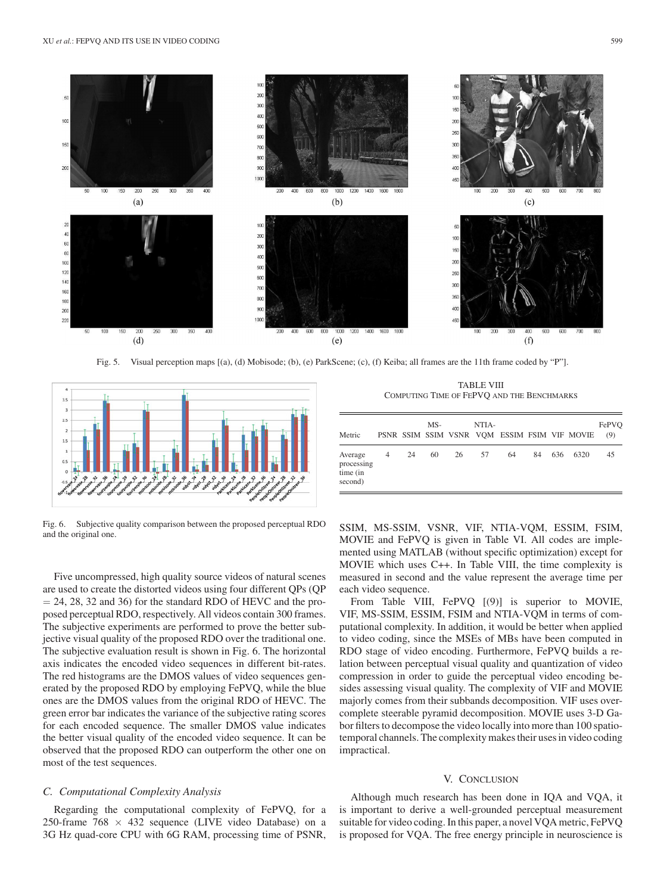Fig. 5. Visual perception maps [(a), (d) Mobisode; (b), (e) ParkScene; (c), (f) Keiba; all frames are the 11th frame coded by "P"].

Fig. 6. Subjective quality comparison between the proposed perceptual RDO and the original one.

Five uncompressed, high quality source videos of natural scenes are used to create the distorted videos using four different QPs (QP = 24, 28, 32 and 36) for the standard RDO of HEVC and the proposed perceptual RDO, respectively. All videos contain 300 frames. The subjective experiments are performed to prove the better subjective visual quality of the proposed RDO over the traditional one. The subjective evaluation result is shown in Fig. 6. The horizontal axis indicates the encoded video sequences in different bit-rates. The red histograms are the DMOS values of video sequences generated by the proposed RDO by employing FePVQ, while the blue ones are the DMOS values from the original RDO of HEVC. The green error bar indicates the variance of the subjective rating scores for each encoded sequence. The smaller DMOS value indicates the better visual quality of the encoded video sequence. It can be observed that the proposed RDO can outperform the other one on most of the test sequences.

### C. Computational Complexity Analysis

Regarding the computational complexity of FePVQ, for a 250-frame 768 × 432 sequence (LIVE video Database) on a 3G Hz quad-core CPU with 6G RAM, processing time of PSNR, SSIM, MS-SSIM, VSNR, VIF, NTIA-VQM, ESSIM, FSIM, MOVIE and FePVQ is given in Table VI. All codes are implemented using MATLAB (without specific optimization) except for MOVIE which uses C++. In Table VIII, the time complexity is measured in second and the value represent the average time per each video sequence.

TABLE VIII
COMPUTING TIME OF FEPVQ AND THE BENCHMARKS

| Metric | PSNR | SSIM | MS-SSIM | VSNR | NTIA-VQM | ESSIM | FSIM | VIF | MOVIE | FePVQ (9) |
|---|---|---|---|---|---|---|---|---|---|---|
| Average processing time (in second) | 4 | 24 | 60 | 26 | 57 | 64 | 84 | 636 | 6320 | 45 |

From Table VIII, FePVQ [(9)] is superior to MOVIE, VIF, MS-SSIM, ESSIM, FSIM and NTIA-VQM in terms of computational complexity. In addition, it would be better when applied to video coding, since the MSEs of MBs have been computed in RDO stage of video encoding. Furthermore, FePVQ builds a relation between perceptual visual quality and quantization of video compression in order to guide the perceptual video encoding besides assessing visual quality. The complexity of VIF and MOVIE majorly comes from their subbands decomposition. VIF uses overcomplete steerable pyramid decomposition. MOVIE uses 3-D Gabor filters to decompose the video locally into more than 100 spatiotemporal channels. The complexity makes their uses in video coding impractical.

## V. CONCLUSION

Although much research has been done in IQA and VQA, it is important to derive a well-grounded perceptual measurement suitable for video coding. In this paper, a novel VQA metric, FePVQ is proposed for VQA. The free energy principle in neuroscience is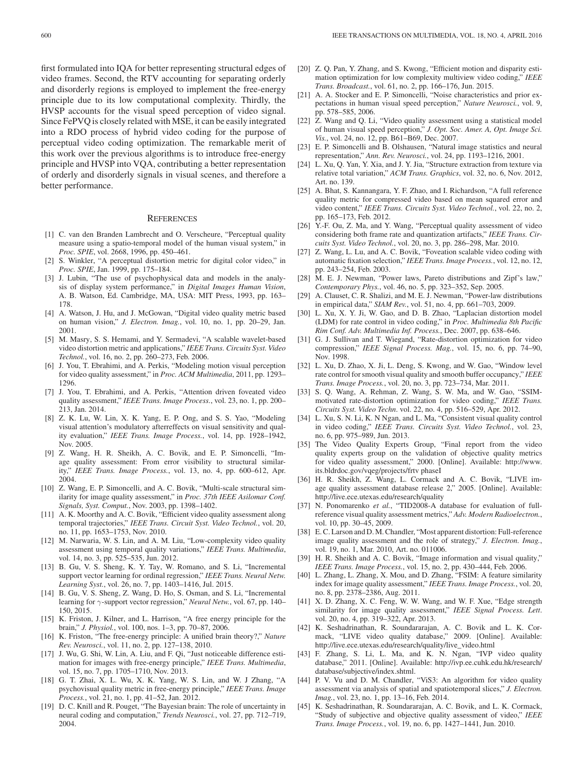first formulated into IQA for better representing structural edges of video frames. Second, the RTV accounting for separating orderly and disorderly regions is employed to implement the free-energy principle due to its low computational complexity. Thirdly, the HVSP accounts for the visual speed perception of video signal. Since FePVQ is closely related with MSE, it can be easily integrated into a RDO process of hybrid video coding for the purpose of perceptual video coding optimization. The remarkable merit of this work over the previous algorithms is to introduce free-energy principle and HVSP into VQA, contributing a better representation of orderly and disorderly signals in visual scenes, and therefore a better performance.

## References

[1] C. van den Branden Lambrecht and O. Verscheure, "Perceptual quality measure using a spatio-temporal model of the human visual system," in *Proc. SPIE*, vol. 2668, 1996, pp. 450–461.

[2] S. Winkler, "A perceptual distortion metric for digital color video," in *Proc. SPIE*, Jan. 1999, pp. 175–184.

[3] J. Lubin, "The use of psychophysical data and models in the analysis of display system performance," in *Digital Images Human Vision*, A. B. Watson, Ed. Cambridge, MA, USA: MIT Press, 1993, pp. 163–178.

[4] A. Watson, J. Hu, and J. McGowan, "Digital video quality metric based on human vision," *J. Electron. Imag.*, vol. 10, no. 1, pp. 20–29, Jan. 2001.

[5] M. Masry, S. S. Hemami, and Y. Sermadevi, "A scalable wavelet-based video distortion metric and applications," *IEEE Trans. Circuits Syst. Video Technol.*, vol. 16, no. 2, pp. 260–273, Feb. 2006.

[6] J. You, T. Ebrahimi, and A. Perkis, "Modeling motion visual perception for video quality assessment," in *Proc. ACM Multimedia*, 2011, pp. 1293–1296.

[7] J. You, T. Ebrahimi, and A. Perkis, "Attention driven foveated video quality assessment," *IEEE Trans. Image Process.*, vol. 23, no. 1, pp. 200–213, Jan. 2014.

[8] Z. K. Lu, W. Lin, X. K. Yang, E. P. Ong, and S. S. Yao, "Modeling visual attention's modulatory afterreffects on visual sensitivity and quality evaluation," *IEEE Trans. Image Process.*, vol. 14, pp. 1928–1942, Nov. 2005.

[9] Z. Wang, H. R. Sheikh, A. C. Bovik, and E. P. Simoncelli, "Image quality assessment: From error visibility to structural similarity," *IEEE Trans. Image Process.*, vol. 13, no. 4, pp. 600–612, Apr. 2004.

[10] Z. Wang, E. P. Simoncelli, and A. C. Bovik, "Multi-scale structural similarity for image quality assessment," in *Proc. 37th IEEE Asilomar Conf. Signals, Syst. Comput.*, Nov. 2003, pp. 1398–1402.

[11] A. K. Moorthy and A. C. Bovik, "Efficient video quality assessment along temporal trajectories," *IEEE Trans. Circuit Syst. Video Technol.*, vol. 20, no. 11, pp. 1653–1753, Nov. 2010.

[12] M. Narwaria, W. S. Lin, and A. M. Liu, "Low-complexity video quality assessment using temporal quality variations," *IEEE Trans. Multimedia*, vol. 14, no. 3, pp. 525–535, Jun. 2012.

[13] B. Gu, V. S. Sheng, K. Y. Tay, W. Romano, and S. Li, "Incremental support vector learning for ordinal regression," *IEEE Trans. Neural Netw. Learning Syst.*, vol. 26, no. 7, pp. 1403–1416, Jul. 2015.

[14] B. Gu, V. S. Sheng, Z. Wang, D. Ho, S. Osman, and S. Li, "Incremental learning for $\gamma$-support vector regression," *Neural Netw.*, vol. 67, pp. 140–150, 2015.

[15] K. Friston, J. Kilner, and L. Harrison, "A free energy principle for the brain," *J. Physiol.*, vol. 100, nos. 1–3, pp. 70–87, 2006.

[16] K. Friston, "The free-energy principle: A unified brain theory?," *Nature Rev. Neurosci.*, vol. 11, no. 2, pp. 127–138, 2010.

[17] J. Wu, G. Shi, W. Lin, A. Liu, and F. Qi, "Just noticeable difference estimation for images with free-energy principle," *IEEE Trans. Multimedia*, vol. 15, no. 7, pp. 1705–1710, Nov. 2013.

[18] G. T. Zhai, X. L. Wu, X. K. Yang, W. S. Lin, and W. J Zhang, "A psychovisual quality metric in free-energy principle," *IEEE Trans. Image Process.*, vol. 21, no. 1, pp. 41–52, Jan. 2012.

[19] D. C. Knill and R. Pouget, "The Bayesian brain: The role of uncertainty in neural coding and computation," *Trends Neurosci.*, vol. 27, pp. 712–719, 2004.

[20] Z. Q. Pan, Y. Zhang, and S. Kwong, "Efficient motion and disparity estimation optimization for low complexity multiview video coding," *IEEE Trans. Broadcast.*, vol. 61, no. 2, pp. 166–176, Jun. 2015.

[21] A. A. Stocker and E. P. Simoncelli, "Noise characteristics and prior expectations in human visual speed perception," *Nature Neurosci.*, vol. 9, pp. 578–585, 2006.

[22] Z. Wang and Q. Li, "Video quality assessment using a statistical model of human visual speed perception," *J. Opt. Soc. Amer. A, Opt. Image Sci. Vis.*, vol. 24, no. 12, pp. B61–B69, Dec. 2007.

[23] E. P. Simoncelli and B. Olshausen, "Natural image statistics and neural representation," *Ann. Rev. Neurosci.*, vol. 24, pp. 1193–1216, 2001.

[24] L. Xu, Q. Yan, Y. Xia, and J. Y. Jia, "Structure extraction from texture via relative total variation," *ACM Trans. Graphics*, vol. 32, no. 6, Nov. 2012, Art. no. 139.

[25] A. Bhat, S. Kannangara, Y. F. Zhao, and I. Richardson, "A full reference quality metric for compressed video based on mean squared error and video content," *IEEE Trans. Circuits Syst. Video Technol.*, vol. 22, no. 2, pp. 165–173, Feb. 2012.

[26] Y.-F. Ou, Z. Ma, and Y. Wang, "Perceptual quality assessment of video considering both frame rate and quantization artifacts," *IEEE Trans. Circuits Syst. Video Technol.*, vol. 20, no. 3, pp. 286–298, Mar. 2010.

[27] Z. Wang, L. Lu, and A. C. Bovik, "Foveation scalable video coding with automatic fixation selection," *IEEE Trans. Image Process.*, vol. 12, no. 12, pp. 243–254, Feb. 2003.

[28] M. E. J. Newman, "Power laws, Pareto distributions and Zipf's law," *Contemporary Phys.*, vol. 46, no. 5, pp. 323–352, Sep. 2005.

[29] A. Clauset, C. R. Shalizi, and M. E. J. Newman, "Power-law distributions in empirical data," *SIAM Rev.*, vol. 51, no. 4, pp. 661–703, 2009.

[30] L. Xu, X. Y. Ji, W. Gao, and D. B. Zhao, "Laplacian distortion model (LDM) for rate control in video coding," in *Proc. Multimedia 8th Pacific Rim Conf. Adv. Multimedia Inf. Process.*, Dec. 2007, pp. 638–646.

[31] G. J. Sullivan and T. Wiegand, "Rate-distortion optimization for video compression," *IEEE Signal Process. Mag.*, vol. 15, no. 6, pp. 74–90, Nov. 1998.

[32] L. Xu, D. Zhao, X. Ji, L. Deng, S. Kwong, and W. Gao, "Window level rate control for smooth visual quality and smooth buffer occupancy," *IEEE Trans. Image Process.*, vol. 20, no. 3, pp. 723–734, Mar. 2011.

[33] S. Q. Wang, A. Rehman, Z. Wang, S. W. Ma, and W. Gao, "SSIM-motivated rate-distortion optimization for video coding," *IEEE Trans. Circuits Syst. Video Techn*. vol. 22, no. 4, pp. 516–529, Apr. 2012.

[34] L. Xu, S. N. Li, K. N Ngan, and L. Ma, "Consistent visual quality control in video coding," *IEEE Trans. Circuits Syst. Video Technol.*, vol. 23, no. 6, pp. 975–989, Jun. 2013.

[35] The Video Quality Experts Group, "Final report from the video quality experts group on the validation of objective quality metrics for video quality assessment," 2000. [Online]. Available: http://www.its.bldrdoc.gov/vqeg/projects/frtv phaseI

[36] H. R. Sheikh, Z. Wang, L. Cormack and A. C. Bovik, "LIVE image quality assessment database release 2," 2005. [Online]. Available: http://live.ece.utexas.edu/research/quality

[37] N. Ponomarenko *et al.*, "TID2008-A database for evaluation of full-reference visual quality assessment metrics," *Adv. Modern Radioelectron.*, vol. 10, pp. 30–45, 2009.

[38] E. C. Larson and D. M. Chandler, "Most apparent distortion: Full-reference image quality assessment and the role of strategy," *J. Electron. Imag.*, vol. 19, no. 1, Mar. 2010, Art. no. 011006.

[39] H. R. Sheikh and A. C. Bovik, "Image information and visual quality," *IEEE Trans. Image Process.*, vol. 15, no. 2, pp. 430–444, Feb. 2006.

[40] L. Zhang, L. Zhang, X. Mou, and D. Zhang, "FSIM: A feature similarity index for image quality assessment," *IEEE Trans. Image Process.*, vol. 20, no. 8, pp. 2378–2386, Aug. 2011.

[41] X. D. Zhang, X. C. Feng, W. W. Wang, and W. F. Xue, "Edge strength similarity for image quality assessment," *IEEE Signal Process. Lett*. vol. 20, no. 4, pp. 319–322, Apr. 2013.

[42] K. Seshadrinathan, R. Soundararajan, A. C. Bovik and L. K. Cormack, "LIVE video quality database," 2009. [Online]. Available: http://live.ece.utexas.edu/research/quality/live_video.html

[43] F. Zhang, S. Li, L. Ma, and K. N. Ngan, "IVP video quality database," 2011. [Online]. Available: http://ivp.ee.cuhk.edu.hk/research/database/subjective/index.shtml.

[44] P. V. Vu and D. M. Chandler, "ViS3: An algorithm for video quality assessment via analysis of spatial and spatiotemporal slices," *J. Electron. Imag.*, vol. 23, no. 1, pp. 13–16, Feb. 2014.

[45] K. Seshadrinathan, R. Soundararajan, A. C. Bovik, and L. K. Cormack, "Study of subjective and objective quality assessment of video," *IEEE Trans. Image Process.*, vol. 19, no. 6, pp. 1427–1441, Jun. 2010.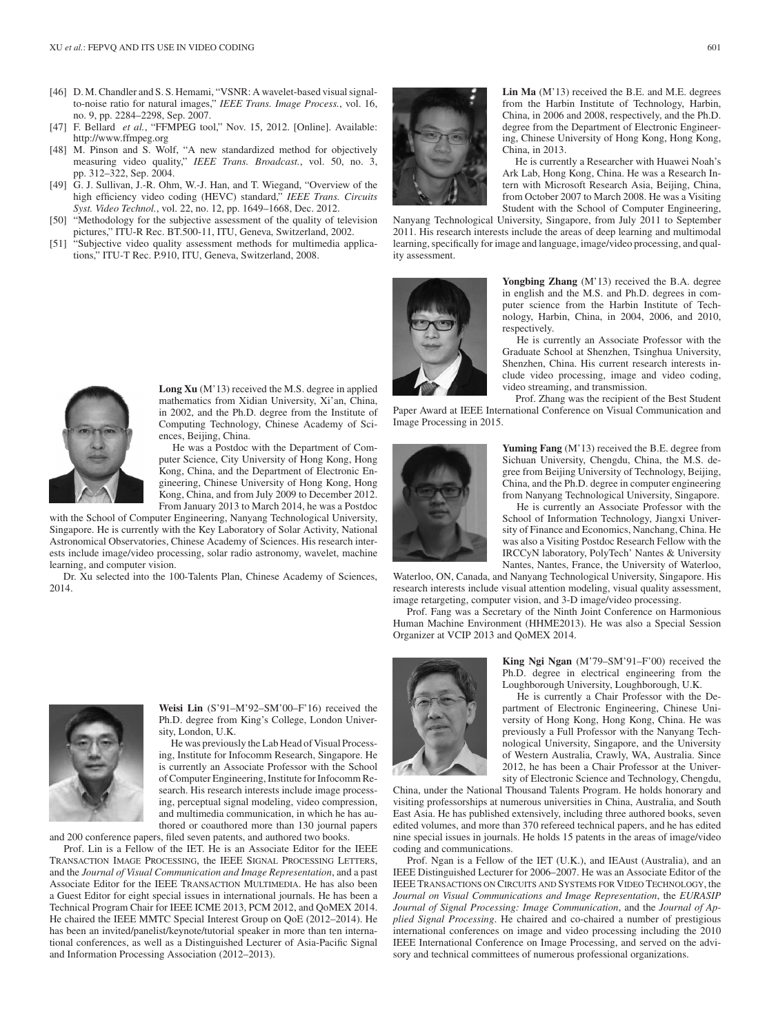[46] D. M. Chandler and S. S. Hemami, "VSNR: A wavelet-based visual signal-to-noise ratio for natural images," *IEEE Trans. Image Process.*, vol. 16, no. 9, pp. 2284–2298, Sep. 2007.

[47] F. Bellard *et al.*, "FFMPEG tool," Nov. 15, 2012. [Online]. Available: http://www.ffmpeg.org

[48] M. Pinson and S. Wolf, "A new standardized method for objectively measuring video quality," *IEEE Trans. Broadcast.*, vol. 50, no. 3, pp. 312–322, Sep. 2004.

[49] G. J. Sullivan, J.-R. Ohm, W.-J. Han, and T. Wiegand, "Overview of the high efficiency video coding (HEVC) standard," *IEEE Trans. Circuits Syst. Video Technol.*, vol. 22, no. 12, pp. 1649–1668, Dec. 2012.

[50] "Methodology for the subjective assessment of the quality of television pictures," ITU-R Rec. BT.500-11, ITU, Geneva, Switzerland, 2002.

[51] "Subjective video quality assessment methods for multimedia applications," ITU-T Rec. P.910, ITU, Geneva, Switzerland, 2008.

**Long Xu** (M'13) received the M.S. degree in applied mathematics from Xidian University, Xi'an, China, in 2002, and the Ph.D. degree from the Institute of Computing Technology, Chinese Academy of Sciences, Beijing, China.

He was a Postdoc with the Department of Computer Science, City University of Hong Kong, Hong Kong, China, and the Department of Electronic Engineering, Chinese University of Hong Kong, Hong Kong, China, and from July 2009 to December 2012. From January 2013 to March 2014, he was a Postdoc with the School of Computer Engineering, Nanyang Technological University, Singapore. He is currently with the Key Laboratory of Solar Activity, National Astronomical Observatories, Chinese Academy of Sciences. His research interests include image/video processing, solar radio astronomy, wavelet, machine learning, and computer vision.

Dr. Xu selected into the 100-Talents Plan, Chinese Academy of Sciences, 2014.

**Weisi Lin** (S'91–M'92–SM'00–F'16) received the Ph.D. degree from King's College, London University, London, U.K.

He was previously the Lab Head of Visual Processing, Institute for Infocomm Research, Singapore. He is currently an Associate Professor with the School of Computer Engineering, Institute for Infocomm Research. His research interests include image processing, perceptual signal modeling, video compression, and multimedia communication, in which he has authored or coauthored more than 130 journal papers and 200 conference papers, filed seven patents, and authored two books.

Prof. Lin is a Fellow of the IET. He is an Associate Editor for the IEEE TRANSACTION IMAGE PROCESSING, the IEEE SIGNAL PROCESSING LETTERS, and the *Journal of Visual Communication and Image Representation*, and a past Associate Editor for the IEEE TRANSACTION MULTIMEDIA. He has also been a Guest Editor for eight special issues in international journals. He has been a Technical Program Chair for IEEE ICME 2013, PCM 2012, and QoMEX 2014. He chaired the IEEE MMTC Special Interest Group on QoE (2012–2014). He has been an invited/panelist/keynote/tutorial speaker in more than ten international conferences, as well as a Distinguished Lecturer of Asia-Pacific Signal and Information Processing Association (2012–2013).

**Lin Ma** (M'13) received the B.E. and M.E. degrees from the Harbin Institute of Technology, Harbin, China, in 2006 and 2008, respectively, and the Ph.D. degree from the Department of Electronic Engineering, Chinese University of Hong Kong, Hong Kong, China, in 2013.

He is currently a Researcher with Huawei Noah's Ark Lab, Hong Kong, China. He was a Research Intern with Microsoft Research Asia, Beijing, China, from October 2007 to March 2008. He was a Visiting Student with the School of Computer Engineering, Nanyang Technological University, Singapore, from July 2011 to September 2011. His research interests include the areas of deep learning and multimodal learning, specifically for image and language, image/video processing, and quality assessment.

**Yongbing Zhang** (M'13) received the B.A. degree in english and the M.S. and Ph.D. degrees in computer science from the Harbin Institute of Technology, Harbin, China, in 2004, 2006, and 2010, respectively.

He is currently an Associate Professor with the Graduate School at Shenzhen, Tsinghua University, Shenzhen, China. His current research interests include video processing, image and video coding, video streaming, and transmission.

Prof. Zhang was the recipient of the Best Student Paper Award at IEEE International Conference on Visual Communication and Image Processing in 2015.

**Yuming Fang** (M'13) received the B.E. degree from Sichuan University, Chengdu, China, the M.S. degree from Beijing University of Technology, Beijing, China, and the Ph.D. degree in computer engineering from Nanyang Technological University, Singapore.

He is currently an Associate Professor with the School of Information Technology, Jiangxi University of Finance and Economics, Nanchang, China. He was also a Visiting Postdoc Research Fellow with the IRCCyN laboratory, PolyTech' Nantes & University Nantes, Nantes, France, the University of Waterloo, Waterloo, ON, Canada, and Nanyang Technological University, Singapore. His research interests include visual attention modeling, visual quality assessment, image retargeting, computer vision, and 3-D image/video processing.

Prof. Fang was a Secretary of the Ninth Joint Conference on Harmonious Human Machine Environment (HHME2013). He was also a Special Session Organizer at VCIP 2013 and QoMEX 2014.

**King Ngi Ngan** (M'79–SM'91–F'00) received the Ph.D. degree in electrical engineering from the Loughborough University, Loughborough, U.K.

He is currently a Chair Professor with the Department of Electronic Engineering, Chinese University of Hong Kong, Hong Kong, China. He was previously a Full Professor with the Nanyang Technological University, Singapore, and the University of Western Australia, Crawly, WA, Australia. Since 2012, he has been a Chair Professor at the University of Electronic Science and Technology, Chengdu, China, under the National Thousand Talents Program. He holds honorary and visiting professorships at numerous universities in China, Australia, and South East Asia. He has published extensively, including three authored books, seven edited volumes, and more than 370 refereed technical papers, and he has edited nine special issues in journals. He holds 15 patents in the areas of image/video coding and communications.

Prof. Ngan is a Fellow of the IET (U.K.), and IEAust (Australia), and an IEEE Distinguished Lecturer for 2006–2007. He was an Associate Editor for the IEEE TRANSACTIONS ON CIRCUITS AND SYSTEMS FOR VIDEO TECHNOLOGY, the *Journal on Visual Communications and Image Representation*, the *EURASIP Journal of Signal Processing: Image Communication*, and the *Journal of Applied Signal Processing*. He chaired and co-chaired a number of prestigious international conferences on image and video processing including the 2010 IEEE International Conference on Image Processing, and served on the advisory and technical committees of numerous professional organizations.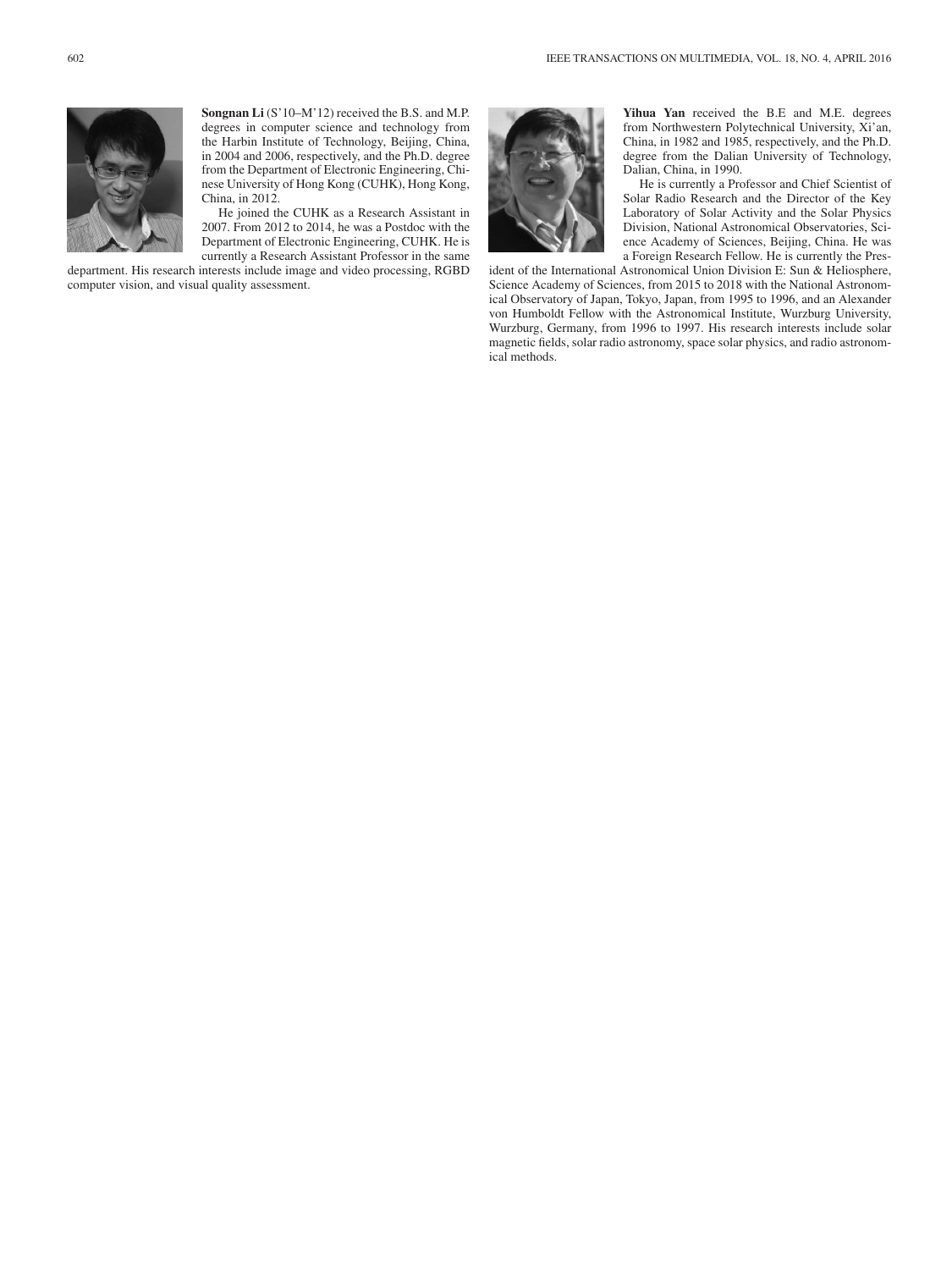**Songnan Li** (S'10–M'12) received the B.S. and M.P. degrees in computer science and technology from the Harbin Institute of Technology, Beijing, China, in 2004 and 2006, respectively, and the Ph.D. degree from the Department of Electronic Engineering, Chinese University of Hong Kong (CUHK), Hong Kong, China, in 2012.

He joined the CUHK as a Research Assistant in 2007. From 2012 to 2014, he was a Postdoc with the Department of Electronic Engineering, CUHK. He is currently a Research Assistant Professor in the same department. His research interests include image and video processing, RGBD computer vision, and visual quality assessment.

**Yihua Yan** received the B.E and M.E. degrees from Northwestern Polytechnical University, Xi'an, China, in 1982 and 1985, respectively, and the Ph.D. degree from the Dalian University of Technology, Dalian, China, in 1990.

He is currently a Professor and Chief Scientist of Solar Radio Research and the Director of the Key Laboratory of Solar Activity and the Solar Physics Division, National Astronomical Observatories, Science Academy of Sciences, Beijing, China. He was a Foreign Research Fellow. He is currently the President of the International Astronomical Union Division E: Sun & Heliosphere, Science Academy of Sciences, from 2015 to 2018 with the National Astronomical Observatory of Japan, Tokyo, Japan, from 1995 to 1996, and an Alexander von Humboldt Fellow with the Astronomical Institute, Wurzburg University, Wurzburg, Germany, from 1996 to 1997. His research interests include solar magnetic fields, solar radio astronomy, space solar physics, and radio astronomical methods.